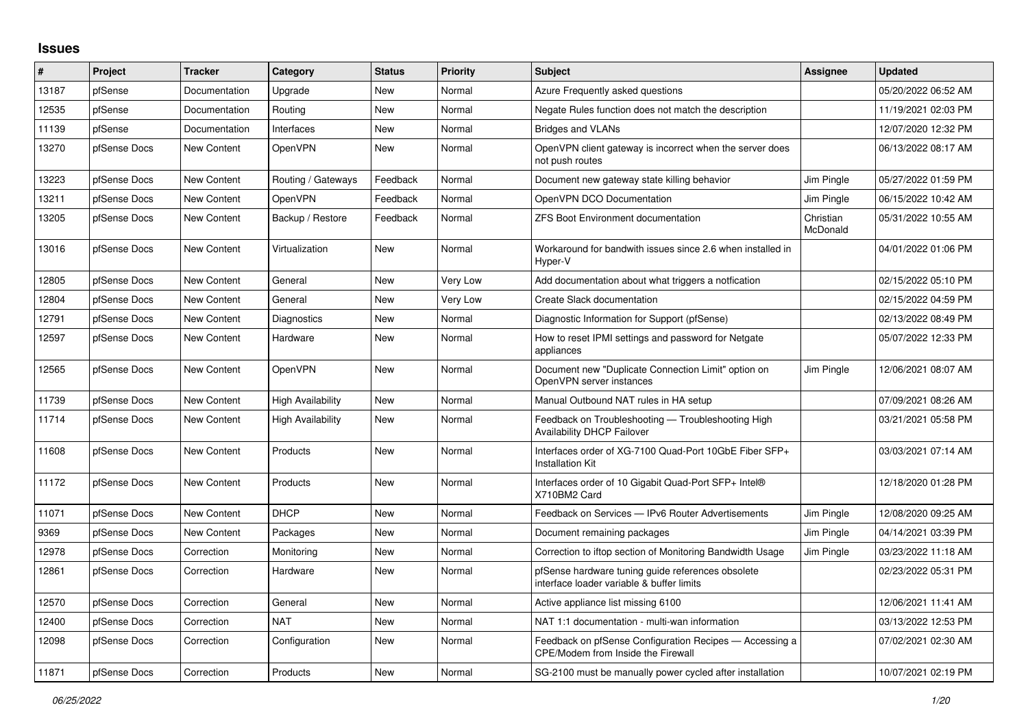## Issues

| # | Project | Tracker | Category | Status | Priority | Subject | Assignee | Updated |
|---|---|---|---|---|---|---|---|---|
| 13187 | pfSense | Documentation | Upgrade | New | Normal | Azure Frequently asked questions | | 05/20/2022 06:52 AM |
| 12535 | pfSense | Documentation | Routing | New | Normal | Negate Rules function does not match the description | | 11/19/2021 02:03 PM |
| 11139 | pfSense | Documentation | Interfaces | New | Normal | Bridges and VLANs | | 12/07/2020 12:32 PM |
| 13270 | pfSense Docs | New Content | OpenVPN | New | Normal | OpenVPN client gateway is incorrect when the server does not push routes | | 06/13/2022 08:17 AM |
| 13223 | pfSense Docs | New Content | Routing / Gateways | Feedback | Normal | Document new gateway state killing behavior | Jim Pingle | 05/27/2022 01:59 PM |
| 13211 | pfSense Docs | New Content | OpenVPN | Feedback | Normal | OpenVPN DCO Documentation | Jim Pingle | 06/15/2022 10:42 AM |
| 13205 | pfSense Docs | New Content | Backup / Restore | Feedback | Normal | ZFS Boot Environment documentation | Christian McDonald | 05/31/2022 10:55 AM |
| 13016 | pfSense Docs | New Content | Virtualization | New | Normal | Workaround for bandwith issues since 2.6 when installed in Hyper-V | | 04/01/2022 01:06 PM |
| 12805 | pfSense Docs | New Content | General | New | Very Low | Add documentation about what triggers a notfication | | 02/15/2022 05:10 PM |
| 12804 | pfSense Docs | New Content | General | New | Very Low | Create Slack documentation | | 02/15/2022 04:59 PM |
| 12791 | pfSense Docs | New Content | Diagnostics | New | Normal | Diagnostic Information for Support (pfSense) | | 02/13/2022 08:49 PM |
| 12597 | pfSense Docs | New Content | Hardware | New | Normal | How to reset IPMI settings and password for Netgate appliances | | 05/07/2022 12:33 PM |
| 12565 | pfSense Docs | New Content | OpenVPN | New | Normal | Document new "Duplicate Connection Limit" option on OpenVPN server instances | Jim Pingle | 12/06/2021 08:07 AM |
| 11739 | pfSense Docs | New Content | High Availability | New | Normal | Manual Outbound NAT rules in HA setup | | 07/09/2021 08:26 AM |
| 11714 | pfSense Docs | New Content | High Availability | New | Normal | Feedback on Troubleshooting — Troubleshooting High Availability DHCP Failover | | 03/21/2021 05:58 PM |
| 11608 | pfSense Docs | New Content | Products | New | Normal | Interfaces order of XG-7100 Quad-Port 10GbE Fiber SFP+ Installation Kit | | 03/03/2021 07:14 AM |
| 11172 | pfSense Docs | New Content | Products | New | Normal | Interfaces order of 10 Gigabit Quad-Port SFP+ Intel® X710BM2 Card | | 12/18/2020 01:28 PM |
| 11071 | pfSense Docs | New Content | DHCP | New | Normal | Feedback on Services — IPv6 Router Advertisements | Jim Pingle | 12/08/2020 09:25 AM |
| 9369 | pfSense Docs | New Content | Packages | New | Normal | Document remaining packages | Jim Pingle | 04/14/2021 03:39 PM |
| 12978 | pfSense Docs | Correction | Monitoring | New | Normal | Correction to iftop section of Monitoring Bandwidth Usage | Jim Pingle | 03/23/2022 11:18 AM |
| 12861 | pfSense Docs | Correction | Hardware | New | Normal | pfSense hardware tuning guide references obsolete interface loader variable & buffer limits | | 02/23/2022 05:31 PM |
| 12570 | pfSense Docs | Correction | General | New | Normal | Active appliance list missing 6100 | | 12/06/2021 11:41 AM |
| 12400 | pfSense Docs | Correction | NAT | New | Normal | NAT 1:1 documentation - multi-wan information | | 03/13/2022 12:53 PM |
| 12098 | pfSense Docs | Correction | Configuration | New | Normal | Feedback on pfSense Configuration Recipes — Accessing a CPE/Modem from Inside the Firewall | | 07/02/2021 02:30 AM |
| 11871 | pfSense Docs | Correction | Products | New | Normal | SG-2100 must be manually power cycled after installation | | 10/07/2021 02:19 PM |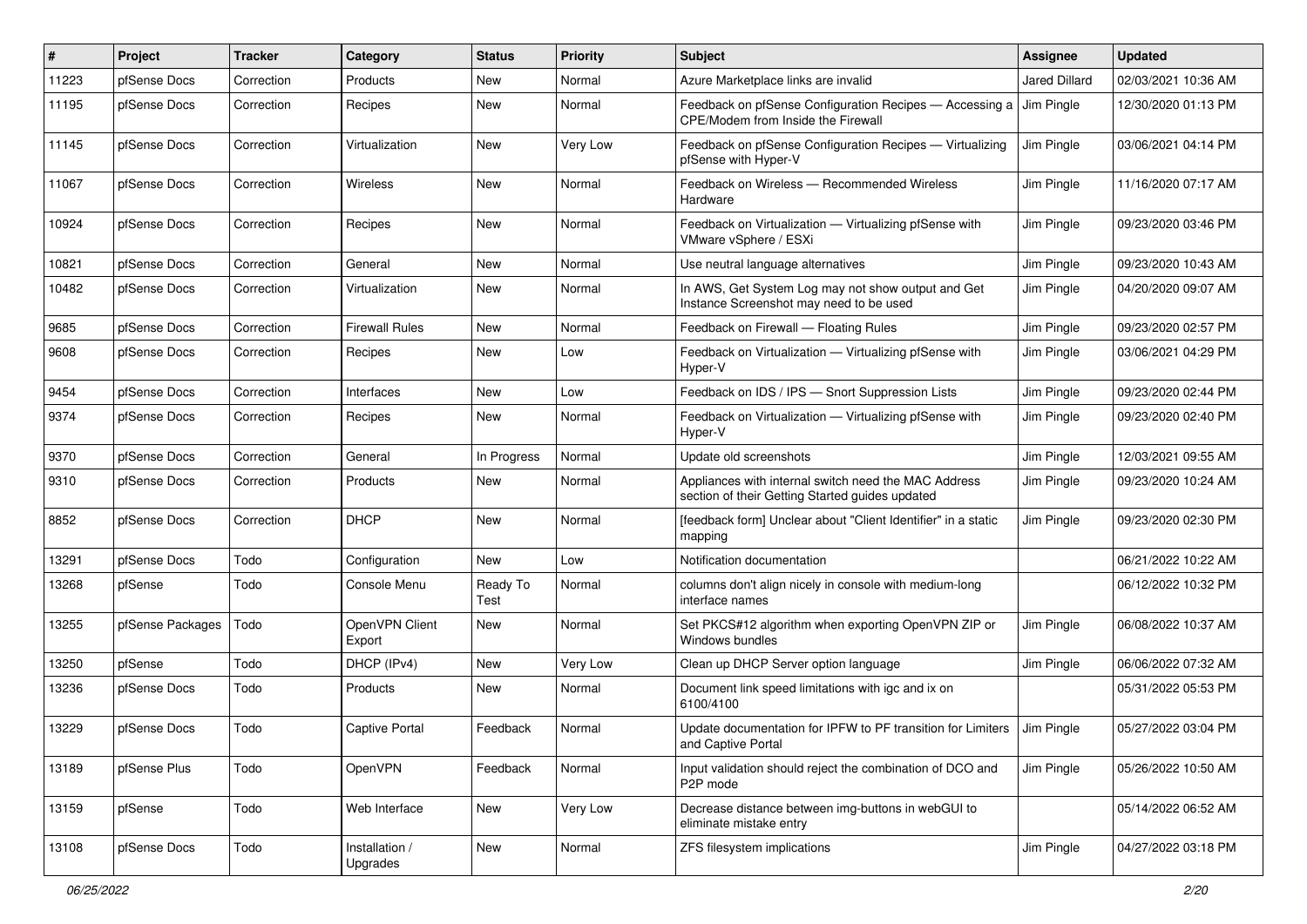| # | Project | Tracker | Category | Status | Priority | Subject | Assignee | Updated |
|---|---|---|---|---|---|---|---|---|
| 11223 | pfSense Docs | Correction | Products | New | Normal | Azure Marketplace links are invalid | Jared Dillard | 02/03/2021 10:36 AM |
| 11195 | pfSense Docs | Correction | Recipes | New | Normal | Feedback on pfSense Configuration Recipes — Accessing a CPE/Modem from Inside the Firewall | Jim Pingle | 12/30/2020 01:13 PM |
| 11145 | pfSense Docs | Correction | Virtualization | New | Very Low | Feedback on pfSense Configuration Recipes — Virtualizing pfSense with Hyper-V | Jim Pingle | 03/06/2021 04:14 PM |
| 11067 | pfSense Docs | Correction | Wireless | New | Normal | Feedback on Wireless — Recommended Wireless Hardware | Jim Pingle | 11/16/2020 07:17 AM |
| 10924 | pfSense Docs | Correction | Recipes | New | Normal | Feedback on Virtualization — Virtualizing pfSense with VMware vSphere / ESXi | Jim Pingle | 09/23/2020 03:46 PM |
| 10821 | pfSense Docs | Correction | General | New | Normal | Use neutral language alternatives | Jim Pingle | 09/23/2020 10:43 AM |
| 10482 | pfSense Docs | Correction | Virtualization | New | Normal | In AWS, Get System Log may not show output and Get Instance Screenshot may need to be used | Jim Pingle | 04/20/2020 09:07 AM |
| 9685 | pfSense Docs | Correction | Firewall Rules | New | Normal | Feedback on Firewall — Floating Rules | Jim Pingle | 09/23/2020 02:57 PM |
| 9608 | pfSense Docs | Correction | Recipes | New | Low | Feedback on Virtualization — Virtualizing pfSense with Hyper-V | Jim Pingle | 03/06/2021 04:29 PM |
| 9454 | pfSense Docs | Correction | Interfaces | New | Low | Feedback on IDS / IPS — Snort Suppression Lists | Jim Pingle | 09/23/2020 02:44 PM |
| 9374 | pfSense Docs | Correction | Recipes | New | Normal | Feedback on Virtualization — Virtualizing pfSense with Hyper-V | Jim Pingle | 09/23/2020 02:40 PM |
| 9370 | pfSense Docs | Correction | General | In Progress | Normal | Update old screenshots | Jim Pingle | 12/03/2021 09:55 AM |
| 9310 | pfSense Docs | Correction | Products | New | Normal | Appliances with internal switch need the MAC Address section of their Getting Started guides updated | Jim Pingle | 09/23/2020 10:24 AM |
| 8852 | pfSense Docs | Correction | DHCP | New | Normal | [feedback form] Unclear about "Client Identifier" in a static mapping | Jim Pingle | 09/23/2020 02:30 PM |
| 13291 | pfSense Docs | Todo | Configuration | New | Low | Notification documentation | | 06/21/2022 10:22 AM |
| 13268 | pfSense | Todo | Console Menu | Ready To Test | Normal | columns don't align nicely in console with medium-long interface names | | 06/12/2022 10:32 PM |
| 13255 | pfSense Packages | Todo | OpenVPN Client Export | New | Normal | Set PKCS#12 algorithm when exporting OpenVPN ZIP or Windows bundles | Jim Pingle | 06/08/2022 10:37 AM |
| 13250 | pfSense | Todo | DHCP (IPv4) | New | Very Low | Clean up DHCP Server option language | Jim Pingle | 06/06/2022 07:32 AM |
| 13236 | pfSense Docs | Todo | Products | New | Normal | Document link speed limitations with igc and ix on 6100/4100 | | 05/31/2022 05:53 PM |
| 13229 | pfSense Docs | Todo | Captive Portal | Feedback | Normal | Update documentation for IPFW to PF transition for Limiters and Captive Portal | Jim Pingle | 05/27/2022 03:04 PM |
| 13189 | pfSense Plus | Todo | OpenVPN | Feedback | Normal | Input validation should reject the combination of DCO and P2P mode | Jim Pingle | 05/26/2022 10:50 AM |
| 13159 | pfSense | Todo | Web Interface | New | Very Low | Decrease distance between img-buttons in webGUI to eliminate mistake entry | | 05/14/2022 06:52 AM |
| 13108 | pfSense Docs | Todo | Installation / Upgrades | New | Normal | ZFS filesystem implications | Jim Pingle | 04/27/2022 03:18 PM |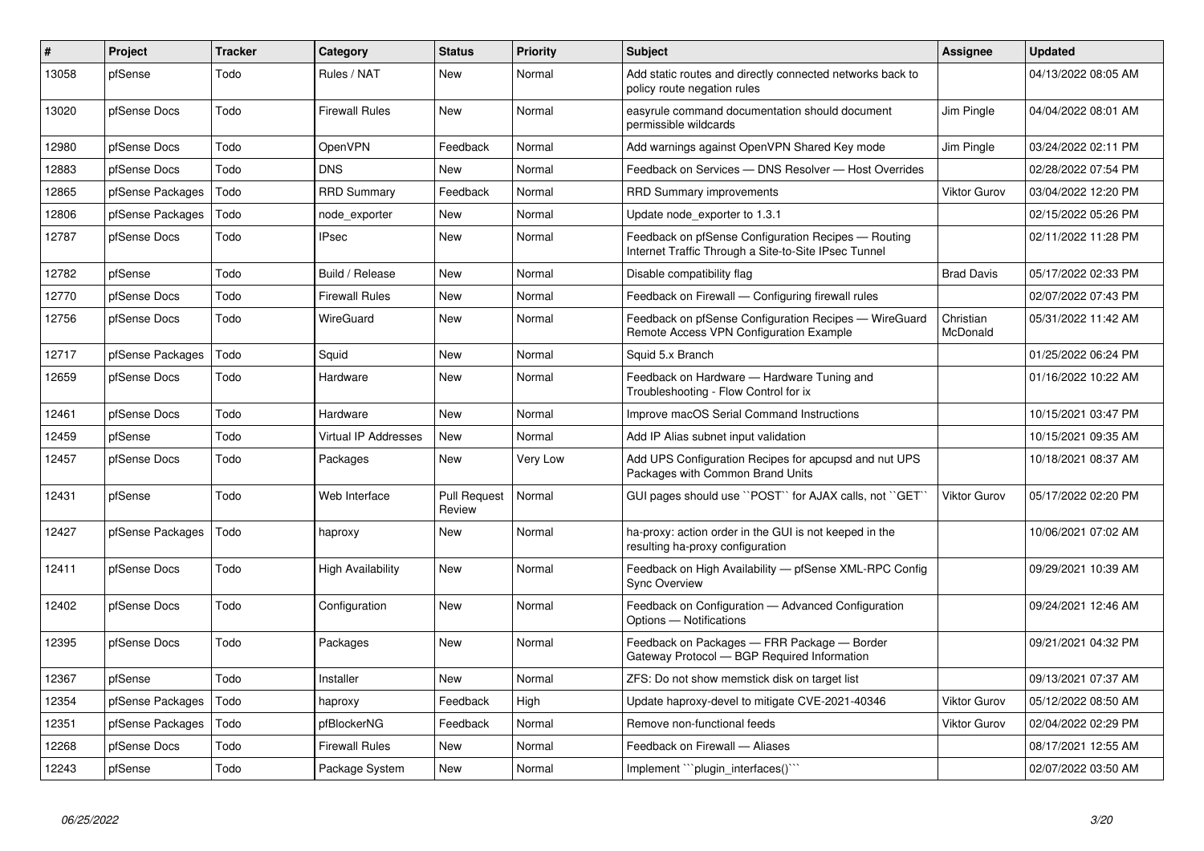| # | Project | Tracker | Category | Status | Priority | Subject | Assignee | Updated |
|---|---|---|---|---|---|---|---|---|
| 13058 | pfSense | Todo | Rules / NAT | New | Normal | Add static routes and directly connected networks back to policy route negation rules | | 04/13/2022 08:05 AM |
| 13020 | pfSense Docs | Todo | Firewall Rules | New | Normal | easyrule command documentation should document permissible wildcards | Jim Pingle | 04/04/2022 08:01 AM |
| 12980 | pfSense Docs | Todo | OpenVPN | Feedback | Normal | Add warnings against OpenVPN Shared Key mode | Jim Pingle | 03/24/2022 02:11 PM |
| 12883 | pfSense Docs | Todo | DNS | New | Normal | Feedback on Services — DNS Resolver — Host Overrides | | 02/28/2022 07:54 PM |
| 12865 | pfSense Packages | Todo | RRD Summary | Feedback | Normal | RRD Summary improvements | Viktor Gurov | 03/04/2022 12:20 PM |
| 12806 | pfSense Packages | Todo | node_exporter | New | Normal | Update node_exporter to 1.3.1 | | 02/15/2022 05:26 PM |
| 12787 | pfSense Docs | Todo | IPsec | New | Normal | Feedback on pfSense Configuration Recipes — Routing Internet Traffic Through a Site-to-Site IPsec Tunnel | | 02/11/2022 11:28 PM |
| 12782 | pfSense | Todo | Build / Release | New | Normal | Disable compatibility flag | Brad Davis | 05/17/2022 02:33 PM |
| 12770 | pfSense Docs | Todo | Firewall Rules | New | Normal | Feedback on Firewall — Configuring firewall rules | | 02/07/2022 07:43 PM |
| 12756 | pfSense Docs | Todo | WireGuard | New | Normal | Feedback on pfSense Configuration Recipes — WireGuard Remote Access VPN Configuration Example | Christian McDonald | 05/31/2022 11:42 AM |
| 12717 | pfSense Packages | Todo | Squid | New | Normal | Squid 5.x Branch | | 01/25/2022 06:24 PM |
| 12659 | pfSense Docs | Todo | Hardware | New | Normal | Feedback on Hardware — Hardware Tuning and Troubleshooting - Flow Control for ix | | 01/16/2022 10:22 AM |
| 12461 | pfSense Docs | Todo | Hardware | New | Normal | Improve macOS Serial Command Instructions | | 10/15/2021 03:47 PM |
| 12459 | pfSense | Todo | Virtual IP Addresses | New | Normal | Add IP Alias subnet input validation | | 10/15/2021 09:35 AM |
| 12457 | pfSense Docs | Todo | Packages | New | Very Low | Add UPS Configuration Recipes for apcupsd and nut UPS Packages with Common Brand Units | | 10/18/2021 08:37 AM |
| 12431 | pfSense | Todo | Web Interface | Pull Request Review | Normal | GUI pages should use ``POST`` for AJAX calls, not ``GET`` | Viktor Gurov | 05/17/2022 02:20 PM |
| 12427 | pfSense Packages | Todo | haproxy | New | Normal | ha-proxy: action order in the GUI is not keeped in the resulting ha-proxy configuration | | 10/06/2021 07:02 AM |
| 12411 | pfSense Docs | Todo | High Availability | New | Normal | Feedback on High Availability — pfSense XML-RPC Config Sync Overview | | 09/29/2021 10:39 AM |
| 12402 | pfSense Docs | Todo | Configuration | New | Normal | Feedback on Configuration — Advanced Configuration Options — Notifications | | 09/24/2021 12:46 AM |
| 12395 | pfSense Docs | Todo | Packages | New | Normal | Feedback on Packages — FRR Package — Border Gateway Protocol — BGP Required Information | | 09/21/2021 04:32 PM |
| 12367 | pfSense | Todo | Installer | New | Normal | ZFS: Do not show memstick disk on target list | | 09/13/2021 07:37 AM |
| 12354 | pfSense Packages | Todo | haproxy | Feedback | High | Update haproxy-devel to mitigate CVE-2021-40346 | Viktor Gurov | 05/12/2022 08:50 AM |
| 12351 | pfSense Packages | Todo | pfBlockerNG | Feedback | Normal | Remove non-functional feeds | Viktor Gurov | 02/04/2022 02:29 PM |
| 12268 | pfSense Docs | Todo | Firewall Rules | New | Normal | Feedback on Firewall — Aliases | | 08/17/2021 12:55 AM |
| 12243 | pfSense | Todo | Package System | New | Normal | Implement ```plugin_interfaces()``` | | 02/07/2022 03:50 AM |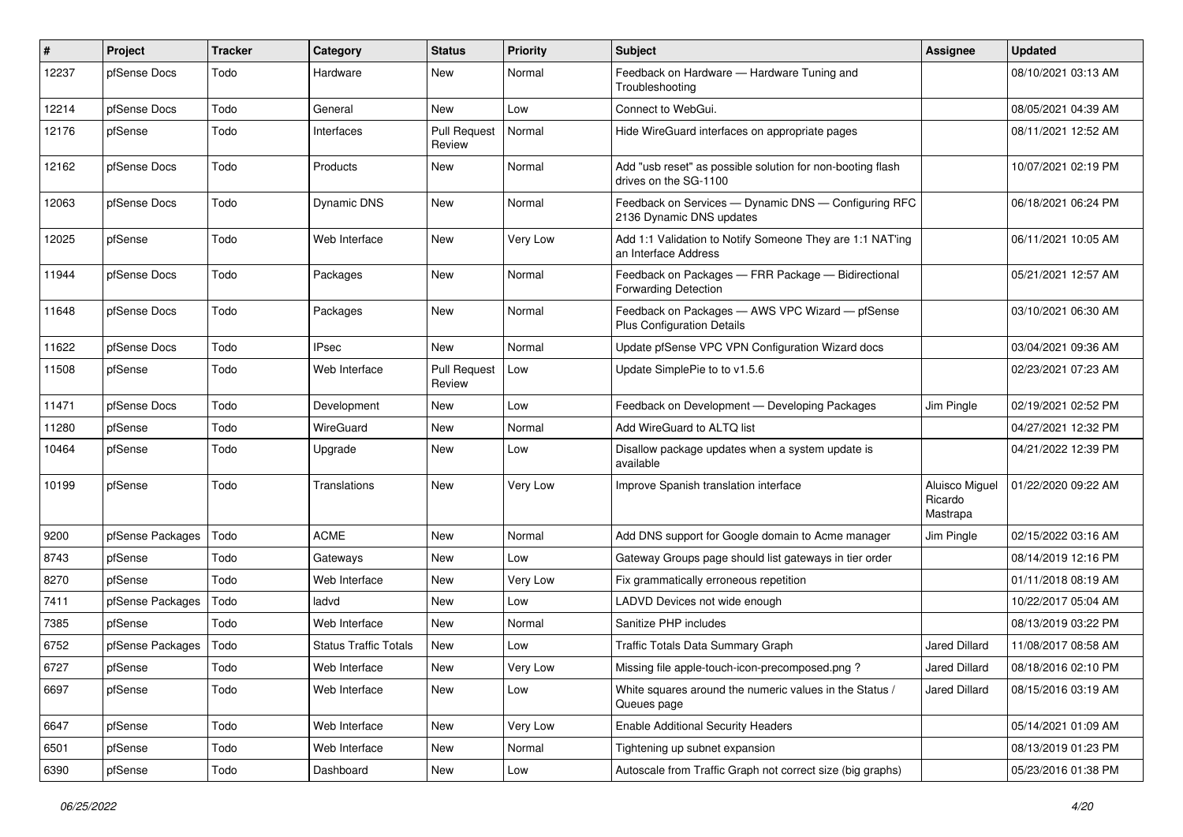| # | Project | Tracker | Category | Status | Priority | Subject | Assignee | Updated |
|---|---|---|---|---|---|---|---|---|
| 12237 | pfSense Docs | Todo | Hardware | New | Normal | Feedback on Hardware — Hardware Tuning and Troubleshooting | | 08/10/2021 03:13 AM |
| 12214 | pfSense Docs | Todo | General | New | Low | Connect to WebGui. | | 08/05/2021 04:39 AM |
| 12176 | pfSense | Todo | Interfaces | Pull Request Review | Normal | Hide WireGuard interfaces on appropriate pages | | 08/11/2021 12:52 AM |
| 12162 | pfSense Docs | Todo | Products | New | Normal | Add "usb reset" as possible solution for non-booting flash drives on the SG-1100 | | 10/07/2021 02:19 PM |
| 12063 | pfSense Docs | Todo | Dynamic DNS | New | Normal | Feedback on Services — Dynamic DNS — Configuring RFC 2136 Dynamic DNS updates | | 06/18/2021 06:24 PM |
| 12025 | pfSense | Todo | Web Interface | New | Very Low | Add 1:1 Validation to Notify Someone They are 1:1 NAT'ing an Interface Address | | 06/11/2021 10:05 AM |
| 11944 | pfSense Docs | Todo | Packages | New | Normal | Feedback on Packages — FRR Package — Bidirectional Forwarding Detection | | 05/21/2021 12:57 AM |
| 11648 | pfSense Docs | Todo | Packages | New | Normal | Feedback on Packages — AWS VPC Wizard — pfSense Plus Configuration Details | | 03/10/2021 06:30 AM |
| 11622 | pfSense Docs | Todo | IPsec | New | Normal | Update pfSense VPC VPN Configuration Wizard docs | | 03/04/2021 09:36 AM |
| 11508 | pfSense | Todo | Web Interface | Pull Request Review | Low | Update SimplePie to to v1.5.6 | | 02/23/2021 07:23 AM |
| 11471 | pfSense Docs | Todo | Development | New | Low | Feedback on Development — Developing Packages | Jim Pingle | 02/19/2021 02:52 PM |
| 11280 | pfSense | Todo | WireGuard | New | Normal | Add WireGuard to ALTQ list | | 04/27/2021 12:32 PM |
| 10464 | pfSense | Todo | Upgrade | New | Low | Disallow package updates when a system update is available | | 04/21/2022 12:39 PM |
| 10199 | pfSense | Todo | Translations | New | Very Low | Improve Spanish translation interface | Aluisco Miguel Ricardo Mastrapa | 01/22/2020 09:22 AM |
| 9200 | pfSense Packages | Todo | ACME | New | Normal | Add DNS support for Google domain to Acme manager | Jim Pingle | 02/15/2022 03:16 AM |
| 8743 | pfSense | Todo | Gateways | New | Low | Gateway Groups page should list gateways in tier order | | 08/14/2019 12:16 PM |
| 8270 | pfSense | Todo | Web Interface | New | Very Low | Fix grammatically erroneous repetition | | 01/11/2018 08:19 AM |
| 7411 | pfSense Packages | Todo | ladvd | New | Low | LADVD Devices not wide enough | | 10/22/2017 05:04 AM |
| 7385 | pfSense | Todo | Web Interface | New | Normal | Sanitize PHP includes | | 08/13/2019 03:22 PM |
| 6752 | pfSense Packages | Todo | Status Traffic Totals | New | Low | Traffic Totals Data Summary Graph | Jared Dillard | 11/08/2017 08:58 AM |
| 6727 | pfSense | Todo | Web Interface | New | Very Low | Missing file apple-touch-icon-precomposed.png ? | Jared Dillard | 08/18/2016 02:10 PM |
| 6697 | pfSense | Todo | Web Interface | New | Low | White squares around the numeric values in the Status / Queues page | Jared Dillard | 08/15/2016 03:19 AM |
| 6647 | pfSense | Todo | Web Interface | New | Very Low | Enable Additional Security Headers | | 05/14/2021 01:09 AM |
| 6501 | pfSense | Todo | Web Interface | New | Normal | Tightening up subnet expansion | | 08/13/2019 01:23 PM |
| 6390 | pfSense | Todo | Dashboard | New | Low | Autoscale from Traffic Graph not correct size (big graphs) | | 05/23/2016 01:38 PM |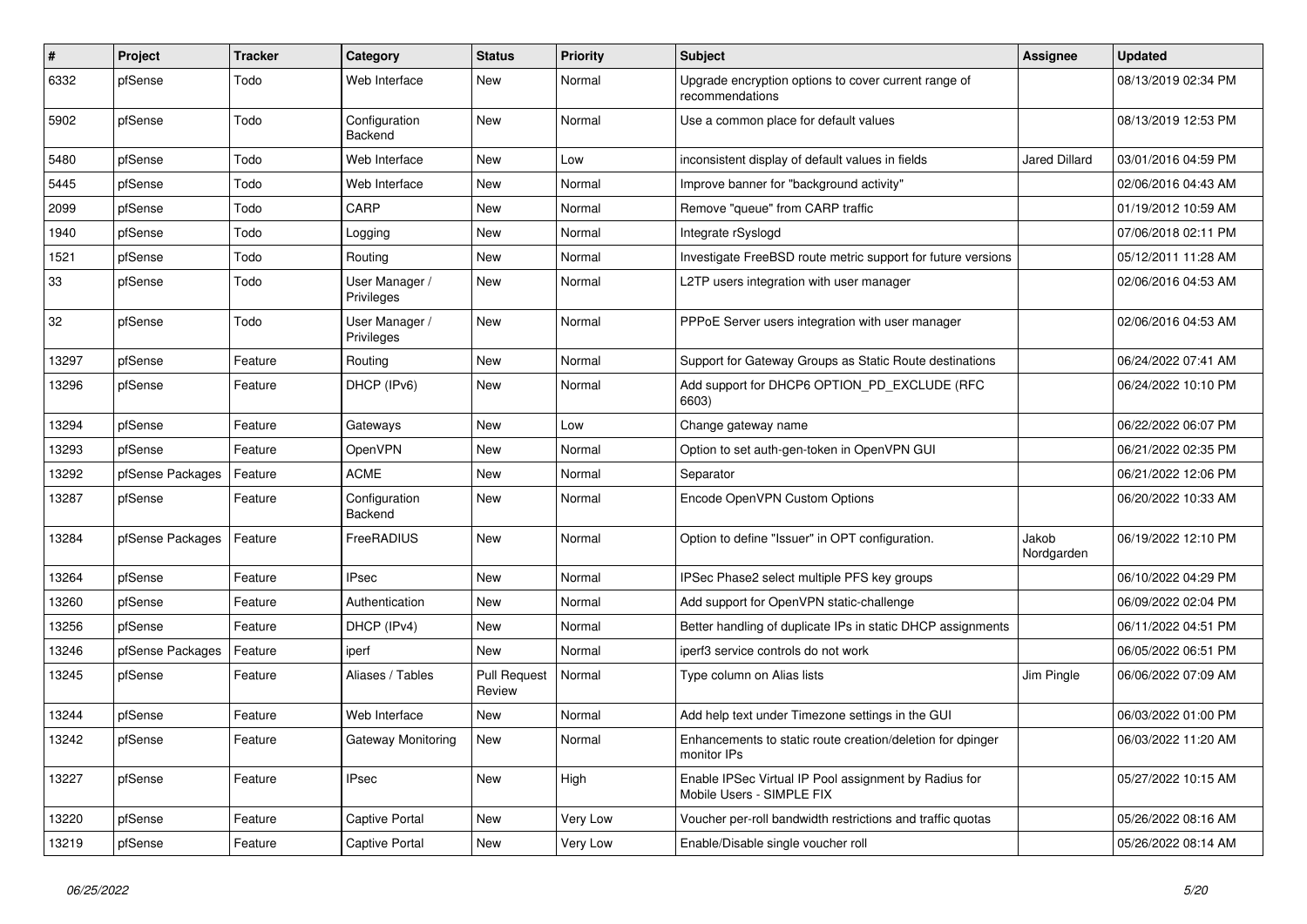| # | Project | Tracker | Category | Status | Priority | Subject | Assignee | Updated |
|---|---|---|---|---|---|---|---|---|
| 6332 | pfSense | Todo | Web Interface | New | Normal | Upgrade encryption options to cover current range of recommendations | | 08/13/2019 02:34 PM |
| 5902 | pfSense | Todo | Configuration Backend | New | Normal | Use a common place for default values | | 08/13/2019 12:53 PM |
| 5480 | pfSense | Todo | Web Interface | New | Low | inconsistent display of default values in fields | Jared Dillard | 03/01/2016 04:59 PM |
| 5445 | pfSense | Todo | Web Interface | New | Normal | Improve banner for "background activity" | | 02/06/2016 04:43 AM |
| 2099 | pfSense | Todo | CARP | New | Normal | Remove "queue" from CARP traffic | | 01/19/2012 10:59 AM |
| 1940 | pfSense | Todo | Logging | New | Normal | Integrate rSyslogd | | 07/06/2018 02:11 PM |
| 1521 | pfSense | Todo | Routing | New | Normal | Investigate FreeBSD route metric support for future versions | | 05/12/2011 11:28 AM |
| 33 | pfSense | Todo | User Manager / Privileges | New | Normal | L2TP users integration with user manager | | 02/06/2016 04:53 AM |
| 32 | pfSense | Todo | User Manager / Privileges | New | Normal | PPPoE Server users integration with user manager | | 02/06/2016 04:53 AM |
| 13297 | pfSense | Feature | Routing | New | Normal | Support for Gateway Groups as Static Route destinations | | 06/24/2022 07:41 AM |
| 13296 | pfSense | Feature | DHCP (IPv6) | New | Normal | Add support for DHCP6 OPTION_PD_EXCLUDE (RFC 6603) | | 06/24/2022 10:10 PM |
| 13294 | pfSense | Feature | Gateways | New | Low | Change gateway name | | 06/22/2022 06:07 PM |
| 13293 | pfSense | Feature | OpenVPN | New | Normal | Option to set auth-gen-token in OpenVPN GUI | | 06/21/2022 02:35 PM |
| 13292 | pfSense Packages | Feature | ACME | New | Normal | Separator | | 06/21/2022 12:06 PM |
| 13287 | pfSense | Feature | Configuration Backend | New | Normal | Encode OpenVPN Custom Options | | 06/20/2022 10:33 AM |
| 13284 | pfSense Packages | Feature | FreeRADIUS | New | Normal | Option to define "Issuer" in OPT configuration. | Jakob Nordgarden | 06/19/2022 12:10 PM |
| 13264 | pfSense | Feature | IPsec | New | Normal | IPSec Phase2 select multiple PFS key groups | | 06/10/2022 04:29 PM |
| 13260 | pfSense | Feature | Authentication | New | Normal | Add support for OpenVPN static-challenge | | 06/09/2022 02:04 PM |
| 13256 | pfSense | Feature | DHCP (IPv4) | New | Normal | Better handling of duplicate IPs in static DHCP assignments | | 06/11/2022 04:51 PM |
| 13246 | pfSense Packages | Feature | iperf | New | Normal | iperf3 service controls do not work | | 06/05/2022 06:51 PM |
| 13245 | pfSense | Feature | Aliases / Tables | Pull Request Review | Normal | Type column on Alias lists | Jim Pingle | 06/06/2022 07:09 AM |
| 13244 | pfSense | Feature | Web Interface | New | Normal | Add help text under Timezone settings in the GUI | | 06/03/2022 01:00 PM |
| 13242 | pfSense | Feature | Gateway Monitoring | New | Normal | Enhancements to static route creation/deletion for dpinger monitor IPs | | 06/03/2022 11:20 AM |
| 13227 | pfSense | Feature | IPsec | New | High | Enable IPSec Virtual IP Pool assignment by Radius for Mobile Users - SIMPLE FIX | | 05/27/2022 10:15 AM |
| 13220 | pfSense | Feature | Captive Portal | New | Very Low | Voucher per-roll bandwidth restrictions and traffic quotas | | 05/26/2022 08:16 AM |
| 13219 | pfSense | Feature | Captive Portal | New | Very Low | Enable/Disable single voucher roll | | 05/26/2022 08:14 AM |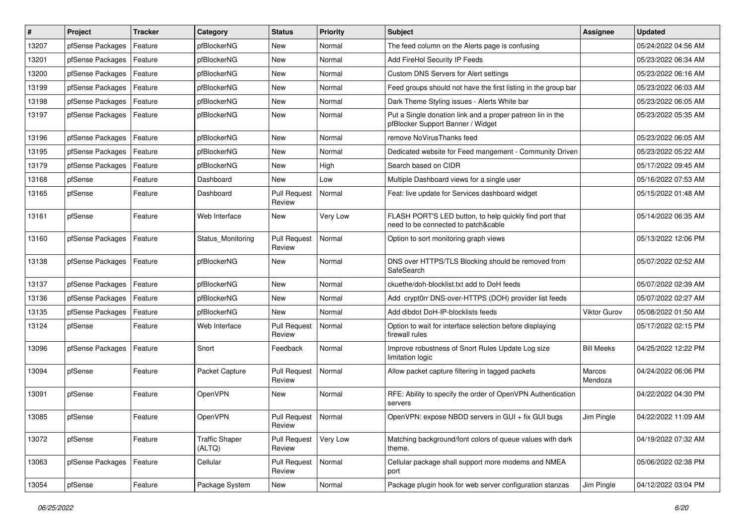| # | Project | Tracker | Category | Status | Priority | Subject | Assignee | Updated |
|---|---|---|---|---|---|---|---|---|
| 13207 | pfSense Packages | Feature | pfBlockerNG | New | Normal | The feed column on the Alerts page is confusing | | 05/24/2022 04:56 AM |
| 13201 | pfSense Packages | Feature | pfBlockerNG | New | Normal | Add FireHol Security IP Feeds | | 05/23/2022 06:34 AM |
| 13200 | pfSense Packages | Feature | pfBlockerNG | New | Normal | Custom DNS Servers for Alert settings | | 05/23/2022 06:16 AM |
| 13199 | pfSense Packages | Feature | pfBlockerNG | New | Normal | Feed groups should not have the first listing in the group bar | | 05/23/2022 06:03 AM |
| 13198 | pfSense Packages | Feature | pfBlockerNG | New | Normal | Dark Theme Styling issues - Alerts White bar | | 05/23/2022 06:05 AM |
| 13197 | pfSense Packages | Feature | pfBlockerNG | New | Normal | Put a Single donation link and a proper patreon lin in the pfBlocker Support Banner / Widget | | 05/23/2022 05:35 AM |
| 13196 | pfSense Packages | Feature | pfBlockerNG | New | Normal | remove NoVirusThanks feed | | 05/23/2022 06:05 AM |
| 13195 | pfSense Packages | Feature | pfBlockerNG | New | Normal | Dedicated website for Feed mangement - Community Driven | | 05/23/2022 05:22 AM |
| 13179 | pfSense Packages | Feature | pfBlockerNG | New | High | Search based on CIDR | | 05/17/2022 09:45 AM |
| 13168 | pfSense | Feature | Dashboard | New | Low | Multiple Dashboard views for a single user | | 05/16/2022 07:53 AM |
| 13165 | pfSense | Feature | Dashboard | Pull Request Review | Normal | Feat: live update for Services dashboard widget | | 05/15/2022 01:48 AM |
| 13161 | pfSense | Feature | Web Interface | New | Very Low | FLASH PORT'S LED button, to help quickly find port that need to be connected to patch&cable | | 05/14/2022 06:35 AM |
| 13160 | pfSense Packages | Feature | Status_Monitoring | Pull Request Review | Normal | Option to sort monitoring graph views | | 05/13/2022 12:06 PM |
| 13138 | pfSense Packages | Feature | pfBlockerNG | New | Normal | DNS over HTTPS/TLS Blocking should be removed from SafeSearch | | 05/07/2022 02:52 AM |
| 13137 | pfSense Packages | Feature | pfBlockerNG | New | Normal | ckuethe/doh-blocklist.txt add to DoH feeds | | 05/07/2022 02:39 AM |
| 13136 | pfSense Packages | Feature | pfBlockerNG | New | Normal | Add crypt0rr DNS-over-HTTPS (DOH) provider list feeds | | 05/07/2022 02:27 AM |
| 13135 | pfSense Packages | Feature | pfBlockerNG | New | Normal | Add dibdot DoH-IP-blocklists feeds | Viktor Gurov | 05/08/2022 01:50 AM |
| 13124 | pfSense | Feature | Web Interface | Pull Request Review | Normal | Option to wait for interface selection before displaying firewall rules | | 05/17/2022 02:15 PM |
| 13096 | pfSense Packages | Feature | Snort | Feedback | Normal | Improve robustness of Snort Rules Update Log size limitation logic | Bill Meeks | 04/25/2022 12:22 PM |
| 13094 | pfSense | Feature | Packet Capture | Pull Request Review | Normal | Allow packet capture filtering in tagged packets | Marcos Mendoza | 04/24/2022 06:06 PM |
| 13091 | pfSense | Feature | OpenVPN | New | Normal | RFE: Ability to specify the order of OpenVPN Authentication servers | | 04/22/2022 04:30 PM |
| 13085 | pfSense | Feature | OpenVPN | Pull Request Review | Normal | OpenVPN: expose NBDD servers in GUI + fix GUI bugs | Jim Pingle | 04/22/2022 11:09 AM |
| 13072 | pfSense | Feature | Traffic Shaper (ALTQ) | Pull Request Review | Very Low | Matching background/font colors of queue values with dark theme. | | 04/19/2022 07:32 AM |
| 13063 | pfSense Packages | Feature | Cellular | Pull Request Review | Normal | Cellular package shall support more modems and NMEA port | | 05/06/2022 02:38 PM |
| 13054 | pfSense | Feature | Package System | New | Normal | Package plugin hook for web server configuration stanzas | Jim Pingle | 04/12/2022 03:04 PM |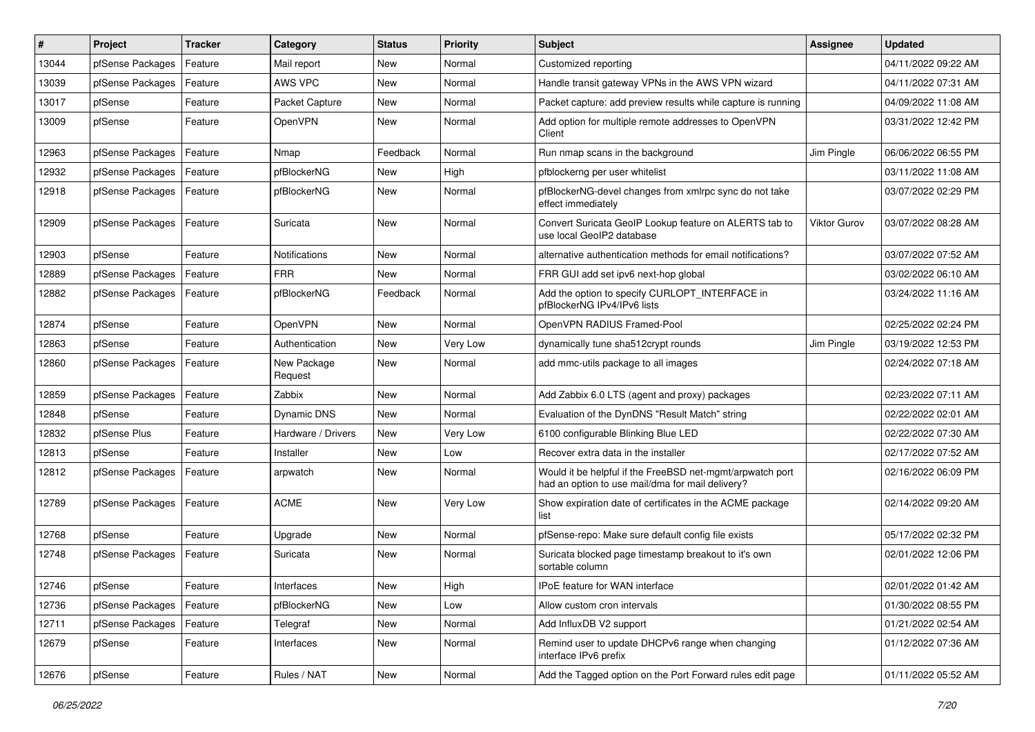| # | Project | Tracker | Category | Status | Priority | Subject | Assignee | Updated |
|---|---|---|---|---|---|---|---|---|
| 13044 | pfSense Packages | Feature | Mail report | New | Normal | Customized reporting | | 04/11/2022 09:22 AM |
| 13039 | pfSense Packages | Feature | AWS VPC | New | Normal | Handle transit gateway VPNs in the AWS VPN wizard | | 04/11/2022 07:31 AM |
| 13017 | pfSense | Feature | Packet Capture | New | Normal | Packet capture: add preview results while capture is running | | 04/09/2022 11:08 AM |
| 13009 | pfSense | Feature | OpenVPN | New | Normal | Add option for multiple remote addresses to OpenVPN Client | | 03/31/2022 12:42 PM |
| 12963 | pfSense Packages | Feature | Nmap | Feedback | Normal | Run nmap scans in the background | Jim Pingle | 06/06/2022 06:55 PM |
| 12932 | pfSense Packages | Feature | pfBlockerNG | New | High | pfblockerng per user whitelist | | 03/11/2022 11:08 AM |
| 12918 | pfSense Packages | Feature | pfBlockerNG | New | Normal | pfBlockerNG-devel changes from xmlrpc sync do not take effect immediately | | 03/07/2022 02:29 PM |
| 12909 | pfSense Packages | Feature | Suricata | New | Normal | Convert Suricata GeoIP Lookup feature on ALERTS tab to use local GeoIP2 database | Viktor Gurov | 03/07/2022 08:28 AM |
| 12903 | pfSense | Feature | Notifications | New | Normal | alternative authentication methods for email notifications? | | 03/07/2022 07:52 AM |
| 12889 | pfSense Packages | Feature | FRR | New | Normal | FRR GUI add set ipv6 next-hop global | | 03/02/2022 06:10 AM |
| 12882 | pfSense Packages | Feature | pfBlockerNG | Feedback | Normal | Add the option to specify CURLOPT_INTERFACE in pfBlockerNG IPv4/IPv6 lists | | 03/24/2022 11:16 AM |
| 12874 | pfSense | Feature | OpenVPN | New | Normal | OpenVPN RADIUS Framed-Pool | | 02/25/2022 02:24 PM |
| 12863 | pfSense | Feature | Authentication | New | Very Low | dynamically tune sha512crypt rounds | Jim Pingle | 03/19/2022 12:53 PM |
| 12860 | pfSense Packages | Feature | New Package Request | New | Normal | add mmc-utils package to all images | | 02/24/2022 07:18 AM |
| 12859 | pfSense Packages | Feature | Zabbix | New | Normal | Add Zabbix 6.0 LTS (agent and proxy) packages | | 02/23/2022 07:11 AM |
| 12848 | pfSense | Feature | Dynamic DNS | New | Normal | Evaluation of the DynDNS "Result Match" string | | 02/22/2022 02:01 AM |
| 12832 | pfSense Plus | Feature | Hardware / Drivers | New | Very Low | 6100 configurable Blinking Blue LED | | 02/22/2022 07:30 AM |
| 12813 | pfSense | Feature | Installer | New | Low | Recover extra data in the installer | | 02/17/2022 07:52 AM |
| 12812 | pfSense Packages | Feature | arpwatch | New | Normal | Would it be helpful if the FreeBSD net-mgmt/arpwatch port had an option to use mail/dma for mail delivery? | | 02/16/2022 06:09 PM |
| 12789 | pfSense Packages | Feature | ACME | New | Very Low | Show expiration date of certificates in the ACME package list | | 02/14/2022 09:20 AM |
| 12768 | pfSense | Feature | Upgrade | New | Normal | pfSense-repo: Make sure default config file exists | | 05/17/2022 02:32 PM |
| 12748 | pfSense Packages | Feature | Suricata | New | Normal | Suricata blocked page timestamp breakout to it's own sortable column | | 02/01/2022 12:06 PM |
| 12746 | pfSense | Feature | Interfaces | New | High | IPoE feature for WAN interface | | 02/01/2022 01:42 AM |
| 12736 | pfSense Packages | Feature | pfBlockerNG | New | Low | Allow custom cron intervals | | 01/30/2022 08:55 PM |
| 12711 | pfSense Packages | Feature | Telegraf | New | Normal | Add InfluxDB V2 support | | 01/21/2022 02:54 AM |
| 12679 | pfSense | Feature | Interfaces | New | Normal | Remind user to update DHCPv6 range when changing interface IPv6 prefix | | 01/12/2022 07:36 AM |
| 12676 | pfSense | Feature | Rules / NAT | New | Normal | Add the Tagged option on the Port Forward rules edit page | | 01/11/2022 05:52 AM |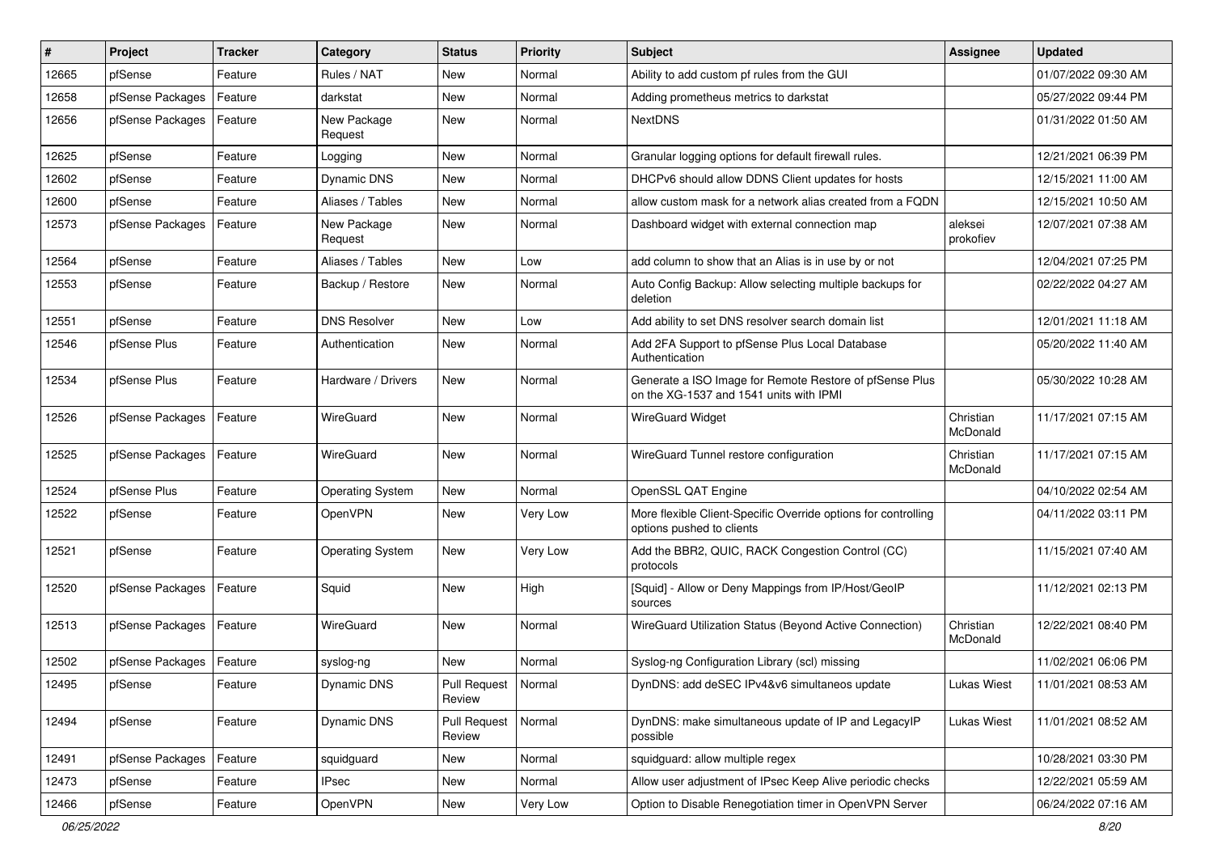| # | Project | Tracker | Category | Status | Priority | Subject | Assignee | Updated |
|---|---|---|---|---|---|---|---|---|
| 12665 | pfSense | Feature | Rules / NAT | New | Normal | Ability to add custom pf rules from the GUI | | 01/07/2022 09:30 AM |
| 12658 | pfSense Packages | Feature | darkstat | New | Normal | Adding prometheus metrics to darkstat | | 05/27/2022 09:44 PM |
| 12656 | pfSense Packages | Feature | New Package Request | New | Normal | NextDNS | | 01/31/2022 01:50 AM |
| 12625 | pfSense | Feature | Logging | New | Normal | Granular logging options for default firewall rules. | | 12/21/2021 06:39 PM |
| 12602 | pfSense | Feature | Dynamic DNS | New | Normal | DHCPv6 should allow DDNS Client updates for hosts | | 12/15/2021 11:00 AM |
| 12600 | pfSense | Feature | Aliases / Tables | New | Normal | allow custom mask for a network alias created from a FQDN | | 12/15/2021 10:50 AM |
| 12573 | pfSense Packages | Feature | New Package Request | New | Normal | Dashboard widget with external connection map | aleksei prokofiev | 12/07/2021 07:38 AM |
| 12564 | pfSense | Feature | Aliases / Tables | New | Low | add column to show that an Alias is in use by or not | | 12/04/2021 07:25 PM |
| 12553 | pfSense | Feature | Backup / Restore | New | Normal | Auto Config Backup: Allow selecting multiple backups for deletion | | 02/22/2022 04:27 AM |
| 12551 | pfSense | Feature | DNS Resolver | New | Low | Add ability to set DNS resolver search domain list | | 12/01/2021 11:18 AM |
| 12546 | pfSense Plus | Feature | Authentication | New | Normal | Add 2FA Support to pfSense Plus Local Database Authentication | | 05/20/2022 11:40 AM |
| 12534 | pfSense Plus | Feature | Hardware / Drivers | New | Normal | Generate a ISO Image for Remote Restore of pfSense Plus on the XG-1537 and 1541 units with IPMI | | 05/30/2022 10:28 AM |
| 12526 | pfSense Packages | Feature | WireGuard | New | Normal | WireGuard Widget | Christian McDonald | 11/17/2021 07:15 AM |
| 12525 | pfSense Packages | Feature | WireGuard | New | Normal | WireGuard Tunnel restore configuration | Christian McDonald | 11/17/2021 07:15 AM |
| 12524 | pfSense Plus | Feature | Operating System | New | Normal | OpenSSL QAT Engine | | 04/10/2022 02:54 AM |
| 12522 | pfSense | Feature | OpenVPN | New | Very Low | More flexible Client-Specific Override options for controlling options pushed to clients | | 04/11/2022 03:11 PM |
| 12521 | pfSense | Feature | Operating System | New | Very Low | Add the BBR2, QUIC, RACK Congestion Control (CC) protocols | | 11/15/2021 07:40 AM |
| 12520 | pfSense Packages | Feature | Squid | New | High | [Squid] - Allow or Deny Mappings from IP/Host/GeoIP sources | | 11/12/2021 02:13 PM |
| 12513 | pfSense Packages | Feature | WireGuard | New | Normal | WireGuard Utilization Status (Beyond Active Connection) | Christian McDonald | 12/22/2021 08:40 PM |
| 12502 | pfSense Packages | Feature | syslog-ng | New | Normal | Syslog-ng Configuration Library (scl) missing | | 11/02/2021 06:06 PM |
| 12495 | pfSense | Feature | Dynamic DNS | Pull Request Review | Normal | DynDNS: add deSEC IPv4&v6 simultaneos update | Lukas Wiest | 11/01/2021 08:53 AM |
| 12494 | pfSense | Feature | Dynamic DNS | Pull Request Review | Normal | DynDNS: make simultaneous update of IP and LegacyIP possible | Lukas Wiest | 11/01/2021 08:52 AM |
| 12491 | pfSense Packages | Feature | squidguard | New | Normal | squidguard: allow multiple regex | | 10/28/2021 03:30 PM |
| 12473 | pfSense | Feature | IPsec | New | Normal | Allow user adjustment of IPsec Keep Alive periodic checks | | 12/22/2021 05:59 AM |
| 12466 | pfSense | Feature | OpenVPN | New | Very Low | Option to Disable Renegotiation timer in OpenVPN Server | | 06/24/2022 07:16 AM |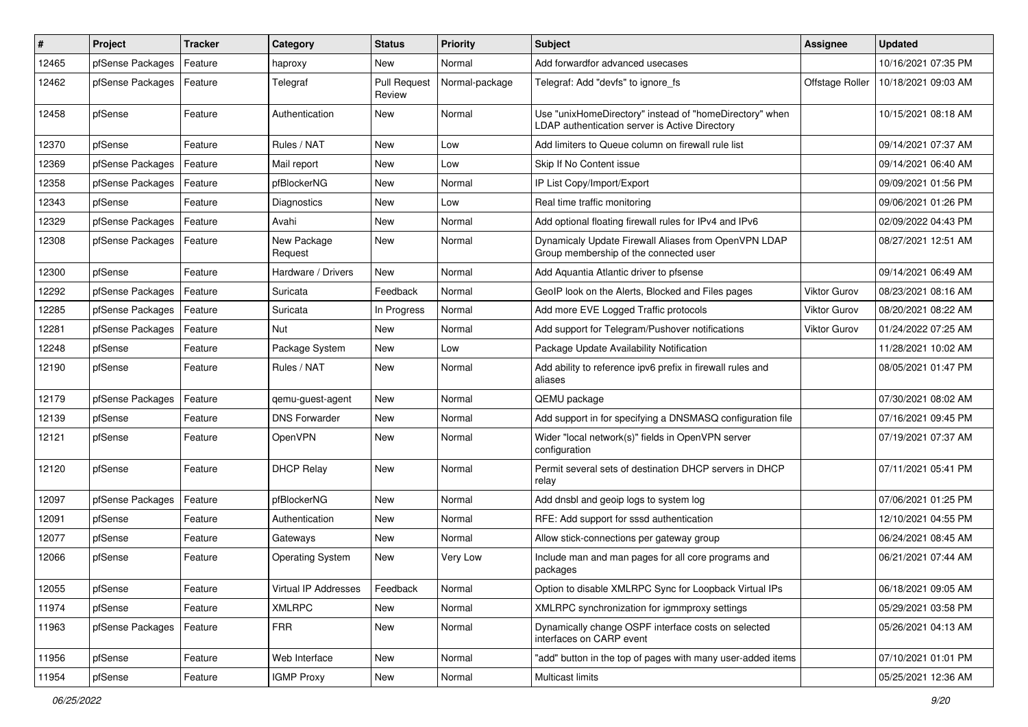| # | Project | Tracker | Category | Status | Priority | Subject | Assignee | Updated |
|---|---|---|---|---|---|---|---|---|
| 12465 | pfSense Packages | Feature | haproxy | New | Normal | Add forwardfor advanced usecases | | 10/16/2021 07:35 PM |
| 12462 | pfSense Packages | Feature | Telegraf | Pull Request Review | Normal-package | Telegraf: Add "devfs" to ignore_fs | Offstage Roller | 10/18/2021 09:03 AM |
| 12458 | pfSense | Feature | Authentication | New | Normal | Use "unixHomeDirectory" instead of "homeDirectory" when LDAP authentication server is Active Directory | | 10/15/2021 08:18 AM |
| 12370 | pfSense | Feature | Rules / NAT | New | Low | Add limiters to Queue column on firewall rule list | | 09/14/2021 07:37 AM |
| 12369 | pfSense Packages | Feature | Mail report | New | Low | Skip If No Content issue | | 09/14/2021 06:40 AM |
| 12358 | pfSense Packages | Feature | pfBlockerNG | New | Normal | IP List Copy/Import/Export | | 09/09/2021 01:56 PM |
| 12343 | pfSense | Feature | Diagnostics | New | Low | Real time traffic monitoring | | 09/06/2021 01:26 PM |
| 12329 | pfSense Packages | Feature | Avahi | New | Normal | Add optional floating firewall rules for IPv4 and IPv6 | | 02/09/2022 04:43 PM |
| 12308 | pfSense Packages | Feature | New Package Request | New | Normal | Dynamicaly Update Firewall Aliases from OpenVPN LDAP Group membership of the connected user | | 08/27/2021 12:51 AM |
| 12300 | pfSense | Feature | Hardware / Drivers | New | Normal | Add Aquantia Atlantic driver to pfsense | | 09/14/2021 06:49 AM |
| 12292 | pfSense Packages | Feature | Suricata | Feedback | Normal | GeoIP look on the Alerts, Blocked and Files pages | Viktor Gurov | 08/23/2021 08:16 AM |
| 12285 | pfSense Packages | Feature | Suricata | In Progress | Normal | Add more EVE Logged Traffic protocols | Viktor Gurov | 08/20/2021 08:22 AM |
| 12281 | pfSense Packages | Feature | Nut | New | Normal | Add support for Telegram/Pushover notifications | Viktor Gurov | 01/24/2022 07:25 AM |
| 12248 | pfSense | Feature | Package System | New | Low | Package Update Availability Notification | | 11/28/2021 10:02 AM |
| 12190 | pfSense | Feature | Rules / NAT | New | Normal | Add ability to reference ipv6 prefix in firewall rules and aliases | | 08/05/2021 01:47 PM |
| 12179 | pfSense Packages | Feature | qemu-guest-agent | New | Normal | QEMU package | | 07/30/2021 08:02 AM |
| 12139 | pfSense | Feature | DNS Forwarder | New | Normal | Add support in for specifying a DNSMASQ configuration file | | 07/16/2021 09:45 PM |
| 12121 | pfSense | Feature | OpenVPN | New | Normal | Wider "local network(s)" fields in OpenVPN server configuration | | 07/19/2021 07:37 AM |
| 12120 | pfSense | Feature | DHCP Relay | New | Normal | Permit several sets of destination DHCP servers in DHCP relay | | 07/11/2021 05:41 PM |
| 12097 | pfSense Packages | Feature | pfBlockerNG | New | Normal | Add dnsbl and geoip logs to system log | | 07/06/2021 01:25 PM |
| 12091 | pfSense | Feature | Authentication | New | Normal | RFE: Add support for sssd authentication | | 12/10/2021 04:55 PM |
| 12077 | pfSense | Feature | Gateways | New | Normal | Allow stick-connections per gateway group | | 06/24/2021 08:45 AM |
| 12066 | pfSense | Feature | Operating System | New | Very Low | Include man and man pages for all core programs and packages | | 06/21/2021 07:44 AM |
| 12055 | pfSense | Feature | Virtual IP Addresses | Feedback | Normal | Option to disable XMLRPC Sync for Loopback Virtual IPs | | 06/18/2021 09:05 AM |
| 11974 | pfSense | Feature | XMLRPC | New | Normal | XMLRPC synchronization for igmmproxy settings | | 05/29/2021 03:58 PM |
| 11963 | pfSense Packages | Feature | FRR | New | Normal | Dynamically change OSPF interface costs on selected interfaces on CARP event | | 05/26/2021 04:13 AM |
| 11956 | pfSense | Feature | Web Interface | New | Normal | "add" button in the top of pages with many user-added items | | 07/10/2021 01:01 PM |
| 11954 | pfSense | Feature | IGMP Proxy | New | Normal | Multicast limits | | 05/25/2021 12:36 AM |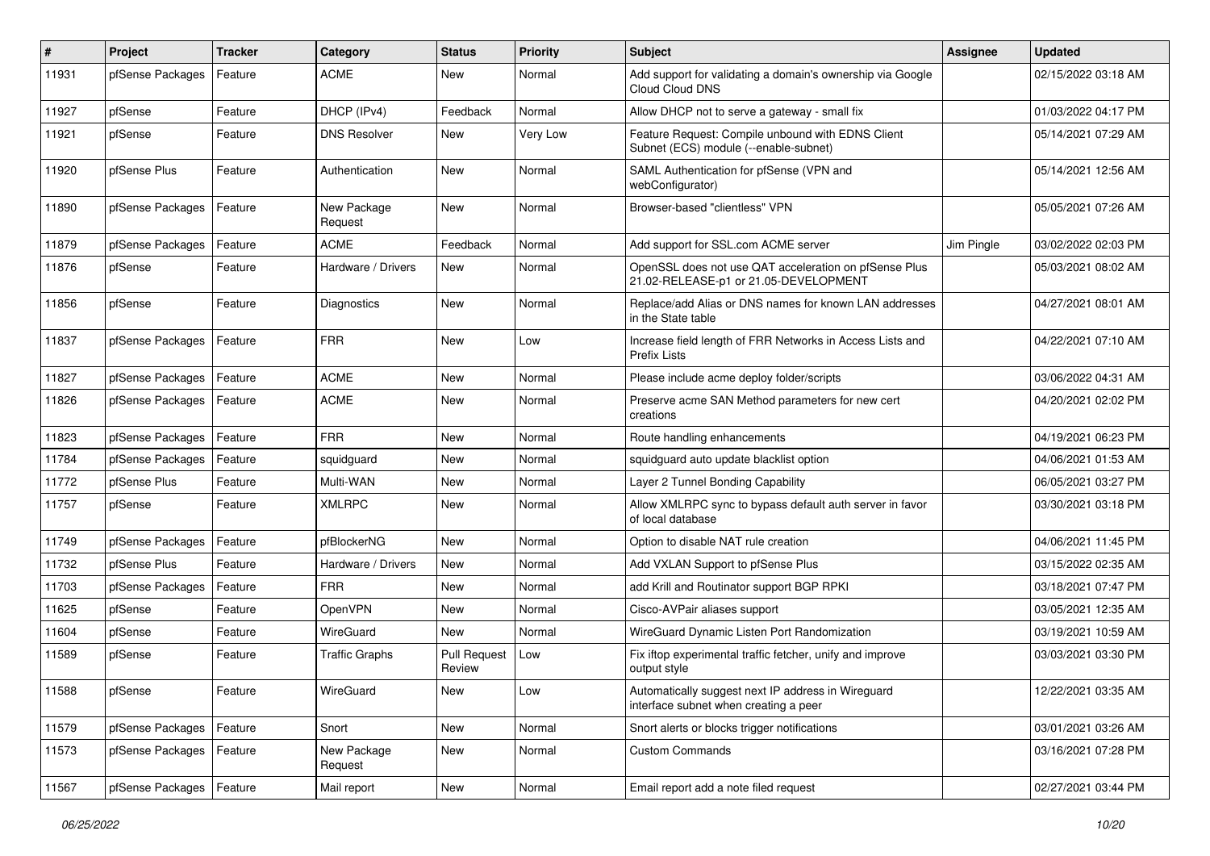| # | Project | Tracker | Category | Status | Priority | Subject | Assignee | Updated |
|---|---|---|---|---|---|---|---|---|
| 11931 | pfSense Packages | Feature | ACME | New | Normal | Add support for validating a domain's ownership via Google Cloud Cloud DNS | | 02/15/2022 03:18 AM |
| 11927 | pfSense | Feature | DHCP (IPv4) | Feedback | Normal | Allow DHCP not to serve a gateway - small fix | | 01/03/2022 04:17 PM |
| 11921 | pfSense | Feature | DNS Resolver | New | Very Low | Feature Request: Compile unbound with EDNS Client Subnet (ECS) module (--enable-subnet) | | 05/14/2021 07:29 AM |
| 11920 | pfSense Plus | Feature | Authentication | New | Normal | SAML Authentication for pfSense (VPN and webConfigurator) | | 05/14/2021 12:56 AM |
| 11890 | pfSense Packages | Feature | New Package Request | New | Normal | Browser-based "clientless" VPN | | 05/05/2021 07:26 AM |
| 11879 | pfSense Packages | Feature | ACME | Feedback | Normal | Add support for SSL.com ACME server | Jim Pingle | 03/02/2022 02:03 PM |
| 11876 | pfSense | Feature | Hardware / Drivers | New | Normal | OpenSSL does not use QAT acceleration on pfSense Plus 21.02-RELEASE-p1 or 21.05-DEVELOPMENT | | 05/03/2021 08:02 AM |
| 11856 | pfSense | Feature | Diagnostics | New | Normal | Replace/add Alias or DNS names for known LAN addresses in the State table | | 04/27/2021 08:01 AM |
| 11837 | pfSense Packages | Feature | FRR | New | Low | Increase field length of FRR Networks in Access Lists and Prefix Lists | | 04/22/2021 07:10 AM |
| 11827 | pfSense Packages | Feature | ACME | New | Normal | Please include acme deploy folder/scripts | | 03/06/2022 04:31 AM |
| 11826 | pfSense Packages | Feature | ACME | New | Normal | Preserve acme SAN Method parameters for new cert creations | | 04/20/2021 02:02 PM |
| 11823 | pfSense Packages | Feature | FRR | New | Normal | Route handling enhancements | | 04/19/2021 06:23 PM |
| 11784 | pfSense Packages | Feature | squidguard | New | Normal | squidguard auto update blacklist option | | 04/06/2021 01:53 AM |
| 11772 | pfSense Plus | Feature | Multi-WAN | New | Normal | Layer 2 Tunnel Bonding Capability | | 06/05/2021 03:27 PM |
| 11757 | pfSense | Feature | XMLRPC | New | Normal | Allow XMLRPC sync to bypass default auth server in favor of local database | | 03/30/2021 03:18 PM |
| 11749 | pfSense Packages | Feature | pfBlockerNG | New | Normal | Option to disable NAT rule creation | | 04/06/2021 11:45 PM |
| 11732 | pfSense Plus | Feature | Hardware / Drivers | New | Normal | Add VXLAN Support to pfSense Plus | | 03/15/2022 02:35 AM |
| 11703 | pfSense Packages | Feature | FRR | New | Normal | add Krill and Routinator support BGP RPKI | | 03/18/2021 07:47 PM |
| 11625 | pfSense | Feature | OpenVPN | New | Normal | Cisco-AVPair aliases support | | 03/05/2021 12:35 AM |
| 11604 | pfSense | Feature | WireGuard | New | Normal | WireGuard Dynamic Listen Port Randomization | | 03/19/2021 10:59 AM |
| 11589 | pfSense | Feature | Traffic Graphs | Pull Request Review | Low | Fix iftop experimental traffic fetcher, unify and improve output style | | 03/03/2021 03:30 PM |
| 11588 | pfSense | Feature | WireGuard | New | Low | Automatically suggest next IP address in Wireguard interface subnet when creating a peer | | 12/22/2021 03:35 AM |
| 11579 | pfSense Packages | Feature | Snort | New | Normal | Snort alerts or blocks trigger notifications | | 03/01/2021 03:26 AM |
| 11573 | pfSense Packages | Feature | New Package Request | New | Normal | Custom Commands | | 03/16/2021 07:28 PM |
| 11567 | pfSense Packages | Feature | Mail report | New | Normal | Email report add a note filed request | | 02/27/2021 03:44 PM |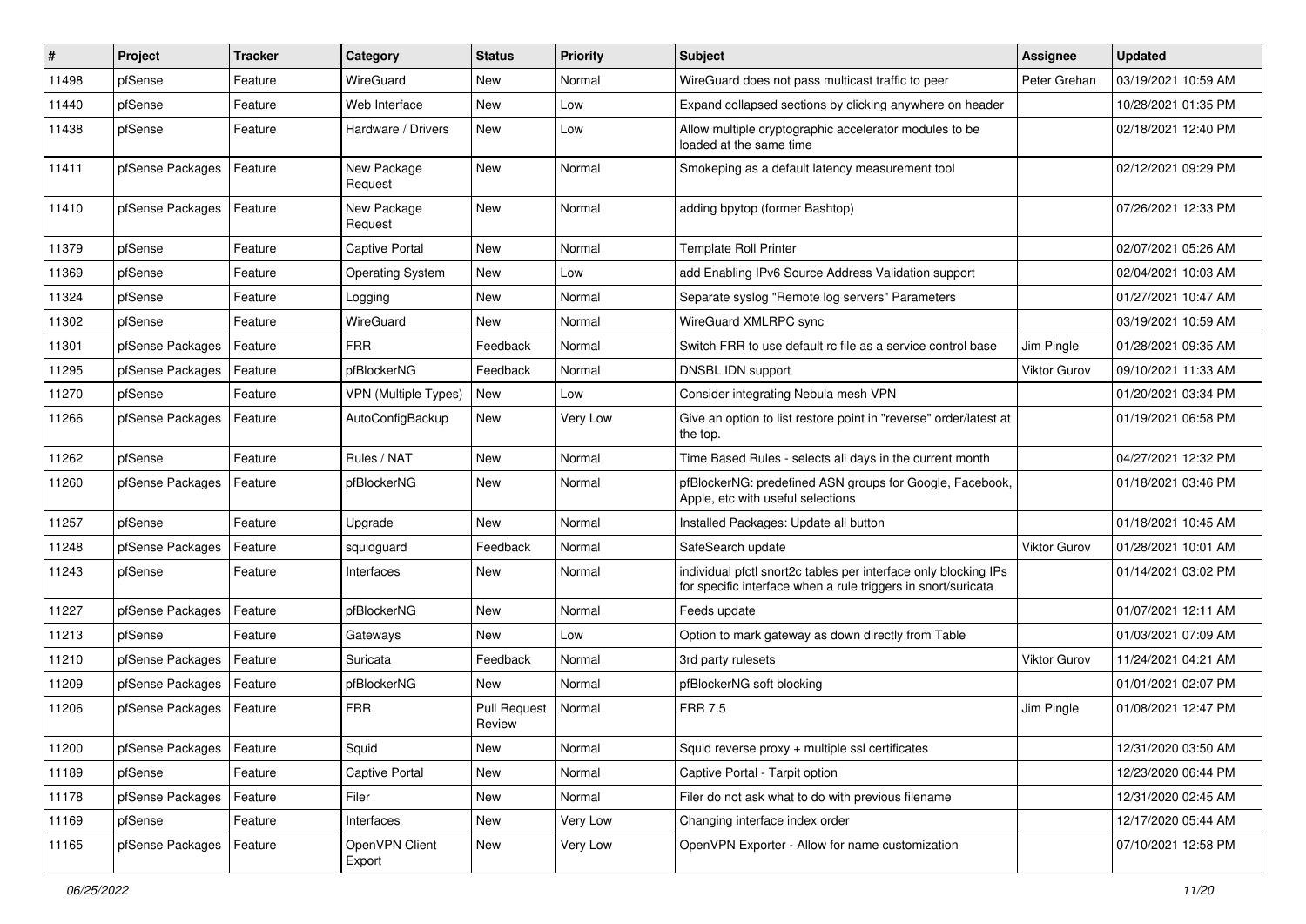| # | Project | Tracker | Category | Status | Priority | Subject | Assignee | Updated |
|---|---|---|---|---|---|---|---|---|
| 11498 | pfSense | Feature | WireGuard | New | Normal | WireGuard does not pass multicast traffic to peer | Peter Grehan | 03/19/2021 10:59 AM |
| 11440 | pfSense | Feature | Web Interface | New | Low | Expand collapsed sections by clicking anywhere on header | | 10/28/2021 01:35 PM |
| 11438 | pfSense | Feature | Hardware / Drivers | New | Low | Allow multiple cryptographic accelerator modules to be loaded at the same time | | 02/18/2021 12:40 PM |
| 11411 | pfSense Packages | Feature | New Package Request | New | Normal | Smokeping as a default latency measurement tool | | 02/12/2021 09:29 PM |
| 11410 | pfSense Packages | Feature | New Package Request | New | Normal | adding bpytop (former Bashtop) | | 07/26/2021 12:33 PM |
| 11379 | pfSense | Feature | Captive Portal | New | Normal | Template Roll Printer | | 02/07/2021 05:26 AM |
| 11369 | pfSense | Feature | Operating System | New | Low | add Enabling IPv6 Source Address Validation support | | 02/04/2021 10:03 AM |
| 11324 | pfSense | Feature | Logging | New | Normal | Separate syslog "Remote log servers" Parameters | | 01/27/2021 10:47 AM |
| 11302 | pfSense | Feature | WireGuard | New | Normal | WireGuard XMLRPC sync | | 03/19/2021 10:59 AM |
| 11301 | pfSense Packages | Feature | FRR | Feedback | Normal | Switch FRR to use default rc file as a service control base | Jim Pingle | 01/28/2021 09:35 AM |
| 11295 | pfSense Packages | Feature | pfBlockerNG | Feedback | Normal | DNSBL IDN support | Viktor Gurov | 09/10/2021 11:33 AM |
| 11270 | pfSense | Feature | VPN (Multiple Types) | New | Low | Consider integrating Nebula mesh VPN | | 01/20/2021 03:34 PM |
| 11266 | pfSense Packages | Feature | AutoConfigBackup | New | Very Low | Give an option to list restore point in "reverse" order/latest at the top. | | 01/19/2021 06:58 PM |
| 11262 | pfSense | Feature | Rules / NAT | New | Normal | Time Based Rules - selects all days in the current month | | 04/27/2021 12:32 PM |
| 11260 | pfSense Packages | Feature | pfBlockerNG | New | Normal | pfBlockerNG: predefined ASN groups for Google, Facebook, Apple, etc with useful selections | | 01/18/2021 03:46 PM |
| 11257 | pfSense | Feature | Upgrade | New | Normal | Installed Packages: Update all button | | 01/18/2021 10:45 AM |
| 11248 | pfSense Packages | Feature | squidguard | Feedback | Normal | SafeSearch update | Viktor Gurov | 01/28/2021 10:01 AM |
| 11243 | pfSense | Feature | Interfaces | New | Normal | individual pfctl snort2c tables per interface only blocking IPs for specific interface when a rule triggers in snort/suricata | | 01/14/2021 03:02 PM |
| 11227 | pfSense Packages | Feature | pfBlockerNG | New | Normal | Feeds update | | 01/07/2021 12:11 AM |
| 11213 | pfSense | Feature | Gateways | New | Low | Option to mark gateway as down directly from Table | | 01/03/2021 07:09 AM |
| 11210 | pfSense Packages | Feature | Suricata | Feedback | Normal | 3rd party rulesets | Viktor Gurov | 11/24/2021 04:21 AM |
| 11209 | pfSense Packages | Feature | pfBlockerNG | New | Normal | pfBlockerNG soft blocking | | 01/01/2021 02:07 PM |
| 11206 | pfSense Packages | Feature | FRR | Pull Request Review | Normal | FRR 7.5 | Jim Pingle | 01/08/2021 12:47 PM |
| 11200 | pfSense Packages | Feature | Squid | New | Normal | Squid reverse proxy + multiple ssl certificates | | 12/31/2020 03:50 AM |
| 11189 | pfSense | Feature | Captive Portal | New | Normal | Captive Portal - Tarpit option | | 12/23/2020 06:44 PM |
| 11178 | pfSense Packages | Feature | Filer | New | Normal | Filer do not ask what to do with previous filename | | 12/31/2020 02:45 AM |
| 11169 | pfSense | Feature | Interfaces | New | Very Low | Changing interface index order | | 12/17/2020 05:44 AM |
| 11165 | pfSense Packages | Feature | OpenVPN Client Export | New | Very Low | OpenVPN Exporter - Allow for name customization | | 07/10/2021 12:58 PM |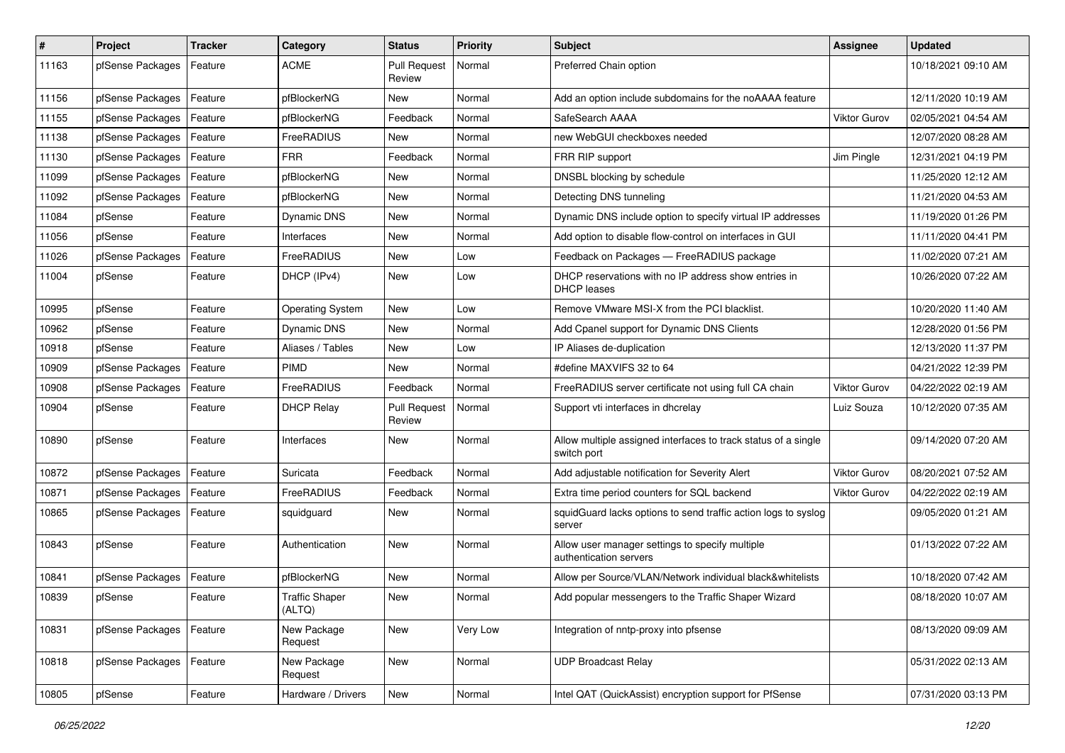| # | Project | Tracker | Category | Status | Priority | Subject | Assignee | Updated |
|---|---|---|---|---|---|---|---|---|
| 11163 | pfSense Packages | Feature | ACME | Pull Request Review | Normal | Preferred Chain option | | 10/18/2021 09:10 AM |
| 11156 | pfSense Packages | Feature | pfBlockerNG | New | Normal | Add an option include subdomains for the noAAAA feature | | 12/11/2020 10:19 AM |
| 11155 | pfSense Packages | Feature | pfBlockerNG | Feedback | Normal | SafeSearch AAAA | Viktor Gurov | 02/05/2021 04:54 AM |
| 11138 | pfSense Packages | Feature | FreeRADIUS | New | Normal | new WebGUI checkboxes needed | | 12/07/2020 08:28 AM |
| 11130 | pfSense Packages | Feature | FRR | Feedback | Normal | FRR RIP support | Jim Pingle | 12/31/2021 04:19 PM |
| 11099 | pfSense Packages | Feature | pfBlockerNG | New | Normal | DNSBL blocking by schedule | | 11/25/2020 12:12 AM |
| 11092 | pfSense Packages | Feature | pfBlockerNG | New | Normal | Detecting DNS tunneling | | 11/21/2020 04:53 AM |
| 11084 | pfSense | Feature | Dynamic DNS | New | Normal | Dynamic DNS include option to specify virtual IP addresses | | 11/19/2020 01:26 PM |
| 11056 | pfSense | Feature | Interfaces | New | Normal | Add option to disable flow-control on interfaces in GUI | | 11/11/2020 04:41 PM |
| 11026 | pfSense Packages | Feature | FreeRADIUS | New | Low | Feedback on Packages — FreeRADIUS package | | 11/02/2020 07:21 AM |
| 11004 | pfSense | Feature | DHCP (IPv4) | New | Low | DHCP reservations with no IP address show entries in DHCP leases | | 10/26/2020 07:22 AM |
| 10995 | pfSense | Feature | Operating System | New | Low | Remove VMware MSI-X from the PCI blacklist. | | 10/20/2020 11:40 AM |
| 10962 | pfSense | Feature | Dynamic DNS | New | Normal | Add Cpanel support for Dynamic DNS Clients | | 12/28/2020 01:56 PM |
| 10918 | pfSense | Feature | Aliases / Tables | New | Low | IP Aliases de-duplication | | 12/13/2020 11:37 PM |
| 10909 | pfSense Packages | Feature | PIMD | New | Normal | #define MAXVIFS 32 to 64 | | 04/21/2022 12:39 PM |
| 10908 | pfSense Packages | Feature | FreeRADIUS | Feedback | Normal | FreeRADIUS server certificate not using full CA chain | Viktor Gurov | 04/22/2022 02:19 AM |
| 10904 | pfSense | Feature | DHCP Relay | Pull Request Review | Normal | Support vti interfaces in dhcrelay | Luiz Souza | 10/12/2020 07:35 AM |
| 10890 | pfSense | Feature | Interfaces | New | Normal | Allow multiple assigned interfaces to track status of a single switch port | | 09/14/2020 07:20 AM |
| 10872 | pfSense Packages | Feature | Suricata | Feedback | Normal | Add adjustable notification for Severity Alert | Viktor Gurov | 08/20/2021 07:52 AM |
| 10871 | pfSense Packages | Feature | FreeRADIUS | Feedback | Normal | Extra time period counters for SQL backend | Viktor Gurov | 04/22/2022 02:19 AM |
| 10865 | pfSense Packages | Feature | squidguard | New | Normal | squidGuard lacks options to send traffic action logs to syslog server | | 09/05/2020 01:21 AM |
| 10843 | pfSense | Feature | Authentication | New | Normal | Allow user manager settings to specify multiple authentication servers | | 01/13/2022 07:22 AM |
| 10841 | pfSense Packages | Feature | pfBlockerNG | New | Normal | Allow per Source/VLAN/Network individual black&whitelists | | 10/18/2020 07:42 AM |
| 10839 | pfSense | Feature | Traffic Shaper (ALTQ) | New | Normal | Add popular messengers to the Traffic Shaper Wizard | | 08/18/2020 10:07 AM |
| 10831 | pfSense Packages | Feature | New Package Request | New | Very Low | Integration of nntp-proxy into pfsense | | 08/13/2020 09:09 AM |
| 10818 | pfSense Packages | Feature | New Package Request | New | Normal | UDP Broadcast Relay | | 05/31/2022 02:13 AM |
| 10805 | pfSense | Feature | Hardware / Drivers | New | Normal | Intel QAT (QuickAssist) encryption support for PfSense | | 07/31/2020 03:13 PM |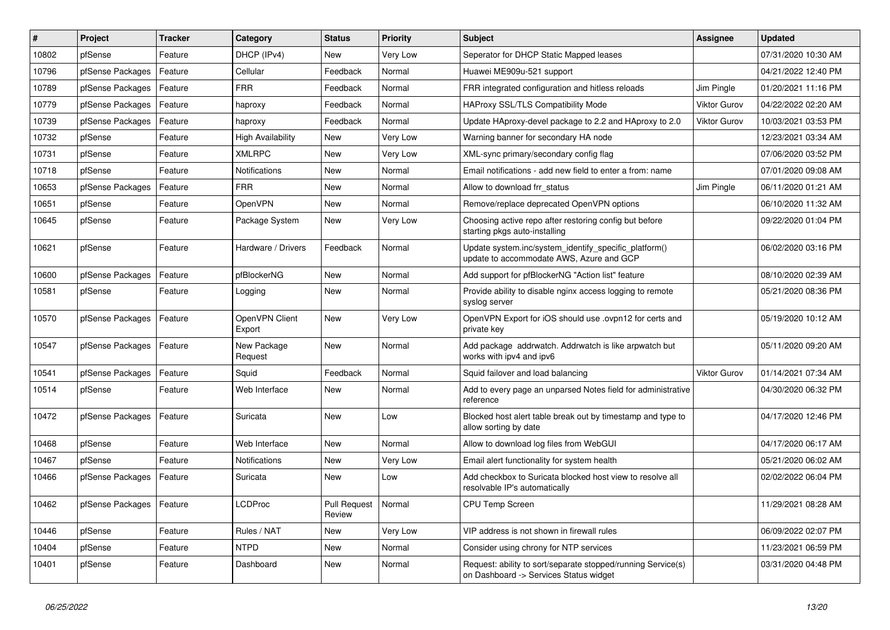| # | Project | Tracker | Category | Status | Priority | Subject | Assignee | Updated |
|---|---|---|---|---|---|---|---|---|
| 10802 | pfSense | Feature | DHCP (IPv4) | New | Very Low | Seperator for DHCP Static Mapped leases | | 07/31/2020 10:30 AM |
| 10796 | pfSense Packages | Feature | Cellular | Feedback | Normal | Huawei ME909u-521 support | | 04/21/2022 12:40 PM |
| 10789 | pfSense Packages | Feature | FRR | Feedback | Normal | FRR integrated configuration and hitless reloads | Jim Pingle | 01/20/2021 11:16 PM |
| 10779 | pfSense Packages | Feature | haproxy | Feedback | Normal | HAProxy SSL/TLS Compatibility Mode | Viktor Gurov | 04/22/2022 02:20 AM |
| 10739 | pfSense Packages | Feature | haproxy | Feedback | Normal | Update HAproxy-devel package to 2.2 and HAproxy to 2.0 | Viktor Gurov | 10/03/2021 03:53 PM |
| 10732 | pfSense | Feature | High Availability | New | Very Low | Warning banner for secondary HA node | | 12/23/2021 03:34 AM |
| 10731 | pfSense | Feature | XMLRPC | New | Very Low | XML-sync primary/secondary config flag | | 07/06/2020 03:52 PM |
| 10718 | pfSense | Feature | Notifications | New | Normal | Email notifications - add new field to enter a from: name | | 07/01/2020 09:08 AM |
| 10653 | pfSense Packages | Feature | FRR | New | Normal | Allow to download frr_status | Jim Pingle | 06/11/2020 01:21 AM |
| 10651 | pfSense | Feature | OpenVPN | New | Normal | Remove/replace deprecated OpenVPN options | | 06/10/2020 11:32 AM |
| 10645 | pfSense | Feature | Package System | New | Very Low | Choosing active repo after restoring config but before starting pkgs auto-installing | | 09/22/2020 01:04 PM |
| 10621 | pfSense | Feature | Hardware / Drivers | Feedback | Normal | Update system.inc/system_identify_specific_platform() update to accommodate AWS, Azure and GCP | | 06/02/2020 03:16 PM |
| 10600 | pfSense Packages | Feature | pfBlockerNG | New | Normal | Add support for pfBlockerNG "Action list" feature | | 08/10/2020 02:39 AM |
| 10581 | pfSense | Feature | Logging | New | Normal | Provide ability to disable nginx access logging to remote syslog server | | 05/21/2020 08:36 PM |
| 10570 | pfSense Packages | Feature | OpenVPN Client Export | New | Very Low | OpenVPN Export for iOS should use .ovpn12 for certs and private key | | 05/19/2020 10:12 AM |
| 10547 | pfSense Packages | Feature | New Package Request | New | Normal | Add package addrwatch. Addrwatch is like arpwatch but works with ipv4 and ipv6 | | 05/11/2020 09:20 AM |
| 10541 | pfSense Packages | Feature | Squid | Feedback | Normal | Squid failover and load balancing | Viktor Gurov | 01/14/2021 07:34 AM |
| 10514 | pfSense | Feature | Web Interface | New | Normal | Add to every page an unparsed Notes field for administrative reference | | 04/30/2020 06:32 PM |
| 10472 | pfSense Packages | Feature | Suricata | New | Low | Blocked host alert table break out by timestamp and type to allow sorting by date | | 04/17/2020 12:46 PM |
| 10468 | pfSense | Feature | Web Interface | New | Normal | Allow to download log files from WebGUI | | 04/17/2020 06:17 AM |
| 10467 | pfSense | Feature | Notifications | New | Very Low | Email alert functionality for system health | | 05/21/2020 06:02 AM |
| 10466 | pfSense Packages | Feature | Suricata | New | Low | Add checkbox to Suricata blocked host view to resolve all resolvable IP's automatically | | 02/02/2022 06:04 PM |
| 10462 | pfSense Packages | Feature | LCDProc | Pull Request Review | Normal | CPU Temp Screen | | 11/29/2021 08:28 AM |
| 10446 | pfSense | Feature | Rules / NAT | New | Very Low | VIP address is not shown in firewall rules | | 06/09/2022 02:07 PM |
| 10404 | pfSense | Feature | NTPD | New | Normal | Consider using chrony for NTP services | | 11/23/2021 06:59 PM |
| 10401 | pfSense | Feature | Dashboard | New | Normal | Request: ability to sort/separate stopped/running Service(s) on Dashboard -> Services Status widget | | 03/31/2020 04:48 PM |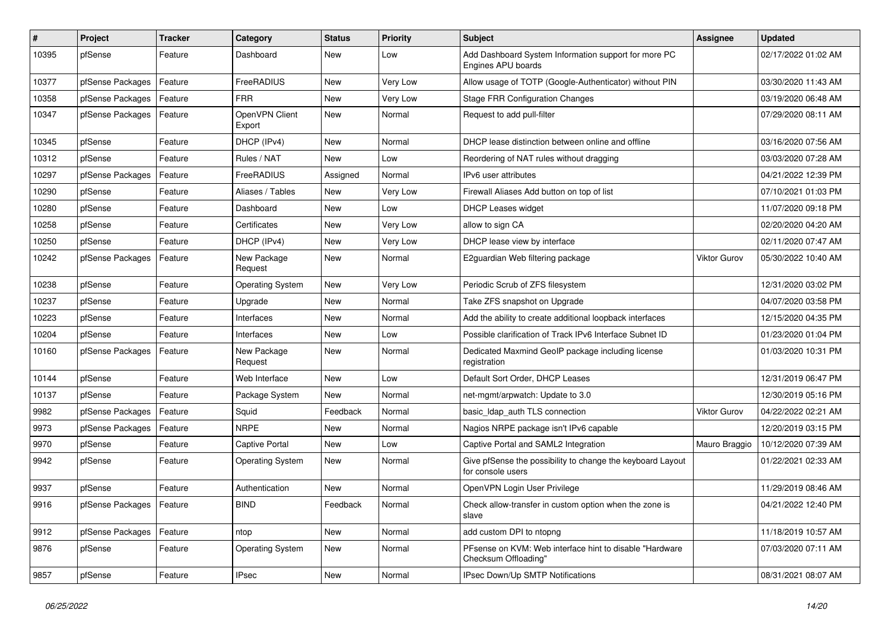| # | Project | Tracker | Category | Status | Priority | Subject | Assignee | Updated |
|---|---|---|---|---|---|---|---|---|
| 10395 | pfSense | Feature | Dashboard | New | Low | Add Dashboard System Information support for more PC Engines APU boards | | 02/17/2022 01:02 AM |
| 10377 | pfSense Packages | Feature | FreeRADIUS | New | Very Low | Allow usage of TOTP (Google-Authenticator) without PIN | | 03/30/2020 11:43 AM |
| 10358 | pfSense Packages | Feature | FRR | New | Very Low | Stage FRR Configuration Changes | | 03/19/2020 06:48 AM |
| 10347 | pfSense Packages | Feature | OpenVPN Client Export | New | Normal | Request to add pull-filter | | 07/29/2020 08:11 AM |
| 10345 | pfSense | Feature | DHCP (IPv4) | New | Normal | DHCP lease distinction between online and offline | | 03/16/2020 07:56 AM |
| 10312 | pfSense | Feature | Rules / NAT | New | Low | Reordering of NAT rules without dragging | | 03/03/2020 07:28 AM |
| 10297 | pfSense Packages | Feature | FreeRADIUS | Assigned | Normal | IPv6 user attributes | | 04/21/2022 12:39 PM |
| 10290 | pfSense | Feature | Aliases / Tables | New | Very Low | Firewall Aliases Add button on top of list | | 07/10/2021 01:03 PM |
| 10280 | pfSense | Feature | Dashboard | New | Low | DHCP Leases widget | | 11/07/2020 09:18 PM |
| 10258 | pfSense | Feature | Certificates | New | Very Low | allow to sign CA | | 02/20/2020 04:20 AM |
| 10250 | pfSense | Feature | DHCP (IPv4) | New | Very Low | DHCP lease view by interface | | 02/11/2020 07:47 AM |
| 10242 | pfSense Packages | Feature | New Package Request | New | Normal | E2guardian Web filtering package | Viktor Gurov | 05/30/2022 10:40 AM |
| 10238 | pfSense | Feature | Operating System | New | Very Low | Periodic Scrub of ZFS filesystem | | 12/31/2020 03:02 PM |
| 10237 | pfSense | Feature | Upgrade | New | Normal | Take ZFS snapshot on Upgrade | | 04/07/2020 03:58 PM |
| 10223 | pfSense | Feature | Interfaces | New | Normal | Add the ability to create additional loopback interfaces | | 12/15/2020 04:35 PM |
| 10204 | pfSense | Feature | Interfaces | New | Low | Possible clarification of Track IPv6 Interface Subnet ID | | 01/23/2020 01:04 PM |
| 10160 | pfSense Packages | Feature | New Package Request | New | Normal | Dedicated Maxmind GeoIP package including license registration | | 01/03/2020 10:31 PM |
| 10144 | pfSense | Feature | Web Interface | New | Low | Default Sort Order, DHCP Leases | | 12/31/2019 06:47 PM |
| 10137 | pfSense | Feature | Package System | New | Normal | net-mgmt/arpwatch: Update to 3.0 | | 12/30/2019 05:16 PM |
| 9982 | pfSense Packages | Feature | Squid | Feedback | Normal | basic_ldap_auth TLS connection | Viktor Gurov | 04/22/2022 02:21 AM |
| 9973 | pfSense Packages | Feature | NRPE | New | Normal | Nagios NRPE package isn't IPv6 capable | | 12/20/2019 03:15 PM |
| 9970 | pfSense | Feature | Captive Portal | New | Low | Captive Portal and SAML2 Integration | Mauro Braggio | 10/12/2020 07:39 AM |
| 9942 | pfSense | Feature | Operating System | New | Normal | Give pfSense the possibility to change the keyboard Layout for console users | | 01/22/2021 02:33 AM |
| 9937 | pfSense | Feature | Authentication | New | Normal | OpenVPN Login User Privilege | | 11/29/2019 08:46 AM |
| 9916 | pfSense Packages | Feature | BIND | Feedback | Normal | Check allow-transfer in custom option when the zone is slave | | 04/21/2022 12:40 PM |
| 9912 | pfSense Packages | Feature | ntop | New | Normal | add custom DPI to ntopng | | 11/18/2019 10:57 AM |
| 9876 | pfSense | Feature | Operating System | New | Normal | PFsense on KVM: Web interface hint to disable "Hardware Checksum Offloading" | | 07/03/2020 07:11 AM |
| 9857 | pfSense | Feature | IPsec | New | Normal | IPsec Down/Up SMTP Notifications | | 08/31/2021 08:07 AM |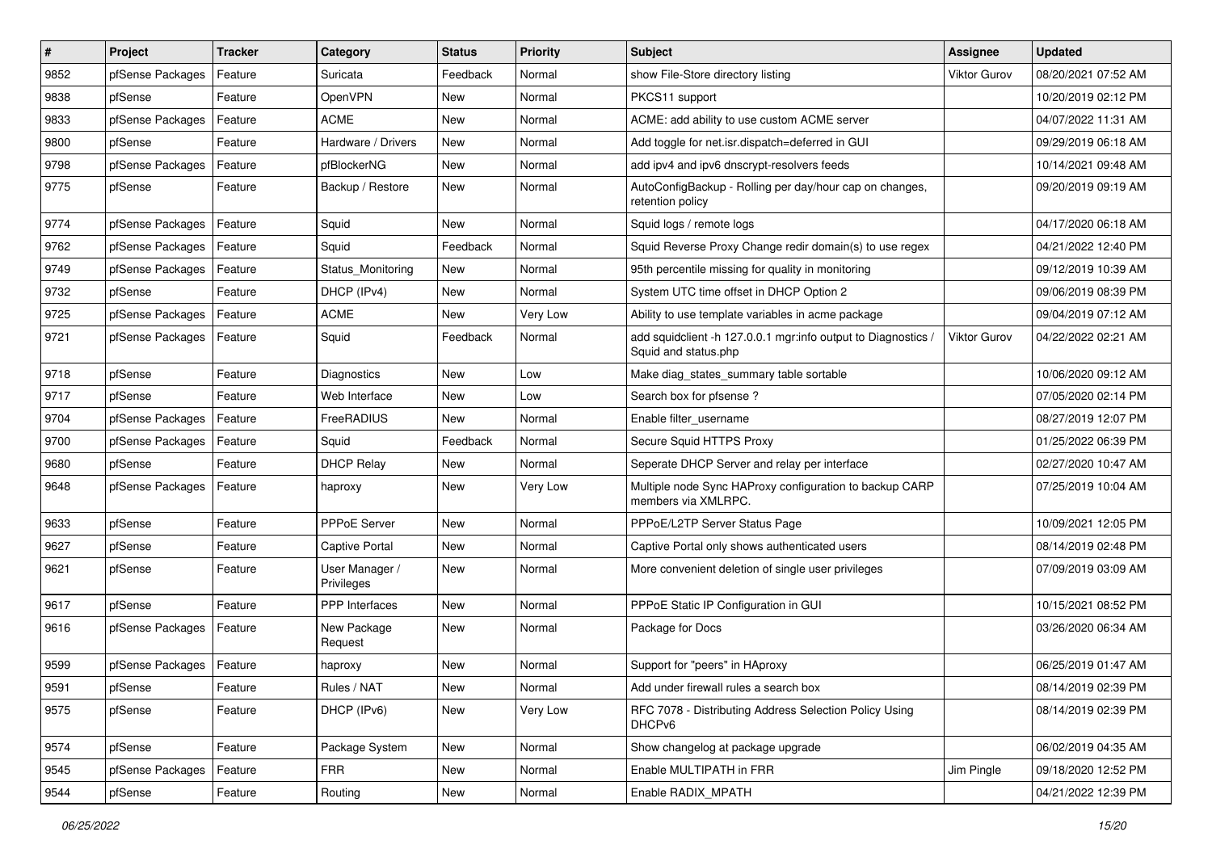| # | Project | Tracker | Category | Status | Priority | Subject | Assignee | Updated |
|---|---|---|---|---|---|---|---|---|
| 9852 | pfSense Packages | Feature | Suricata | Feedback | Normal | show File-Store directory listing | Viktor Gurov | 08/20/2021 07:52 AM |
| 9838 | pfSense | Feature | OpenVPN | New | Normal | PKCS11 support | | 10/20/2019 02:12 PM |
| 9833 | pfSense Packages | Feature | ACME | New | Normal | ACME: add ability to use custom ACME server | | 04/07/2022 11:31 AM |
| 9800 | pfSense | Feature | Hardware / Drivers | New | Normal | Add toggle for net.isr.dispatch=deferred in GUI | | 09/29/2019 06:18 AM |
| 9798 | pfSense Packages | Feature | pfBlockerNG | New | Normal | add ipv4 and ipv6 dnscrypt-resolvers feeds | | 10/14/2021 09:48 AM |
| 9775 | pfSense | Feature | Backup / Restore | New | Normal | AutoConfigBackup - Rolling per day/hour cap on changes, retention policy | | 09/20/2019 09:19 AM |
| 9774 | pfSense Packages | Feature | Squid | New | Normal | Squid logs / remote logs | | 04/17/2020 06:18 AM |
| 9762 | pfSense Packages | Feature | Squid | Feedback | Normal | Squid Reverse Proxy Change redir domain(s) to use regex | | 04/21/2022 12:40 PM |
| 9749 | pfSense Packages | Feature | Status_Monitoring | New | Normal | 95th percentile missing for quality in monitoring | | 09/12/2019 10:39 AM |
| 9732 | pfSense | Feature | DHCP (IPv4) | New | Normal | System UTC time offset in DHCP Option 2 | | 09/06/2019 08:39 PM |
| 9725 | pfSense Packages | Feature | ACME | New | Very Low | Ability to use template variables in acme package | | 09/04/2019 07:12 AM |
| 9721 | pfSense Packages | Feature | Squid | Feedback | Normal | add squidclient -h 127.0.0.1 mgr:info output to Diagnostics / Squid and status.php | Viktor Gurov | 04/22/2022 02:21 AM |
| 9718 | pfSense | Feature | Diagnostics | New | Low | Make diag_states_summary table sortable | | 10/06/2020 09:12 AM |
| 9717 | pfSense | Feature | Web Interface | New | Low | Search box for pfsense ? | | 07/05/2020 02:14 PM |
| 9704 | pfSense Packages | Feature | FreeRADIUS | New | Normal | Enable filter_username | | 08/27/2019 12:07 PM |
| 9700 | pfSense Packages | Feature | Squid | Feedback | Normal | Secure Squid HTTPS Proxy | | 01/25/2022 06:39 PM |
| 9680 | pfSense | Feature | DHCP Relay | New | Normal | Seperate DHCP Server and relay per interface | | 02/27/2020 10:47 AM |
| 9648 | pfSense Packages | Feature | haproxy | New | Very Low | Multiple node Sync HAProxy configuration to backup CARP members via XMLRPC. | | 07/25/2019 10:04 AM |
| 9633 | pfSense | Feature | PPPoE Server | New | Normal | PPPoE/L2TP Server Status Page | | 10/09/2021 12:05 PM |
| 9627 | pfSense | Feature | Captive Portal | New | Normal | Captive Portal only shows authenticated users | | 08/14/2019 02:48 PM |
| 9621 | pfSense | Feature | User Manager / Privileges | New | Normal | More convenient deletion of single user privileges | | 07/09/2019 03:09 AM |
| 9617 | pfSense | Feature | PPP Interfaces | New | Normal | PPPoE Static IP Configuration in GUI | | 10/15/2021 08:52 PM |
| 9616 | pfSense Packages | Feature | New Package Request | New | Normal | Package for Docs | | 03/26/2020 06:34 AM |
| 9599 | pfSense Packages | Feature | haproxy | New | Normal | Support for "peers" in HAproxy | | 06/25/2019 01:47 AM |
| 9591 | pfSense | Feature | Rules / NAT | New | Normal | Add under firewall rules a search box | | 08/14/2019 02:39 PM |
| 9575 | pfSense | Feature | DHCP (IPv6) | New | Very Low | RFC 7078 - Distributing Address Selection Policy Using DHCPv6 | | 08/14/2019 02:39 PM |
| 9574 | pfSense | Feature | Package System | New | Normal | Show changelog at package upgrade | | 06/02/2019 04:35 AM |
| 9545 | pfSense Packages | Feature | FRR | New | Normal | Enable MULTIPATH in FRR | Jim Pingle | 09/18/2020 12:52 PM |
| 9544 | pfSense | Feature | Routing | New | Normal | Enable RADIX_MPATH | | 04/21/2022 12:39 PM |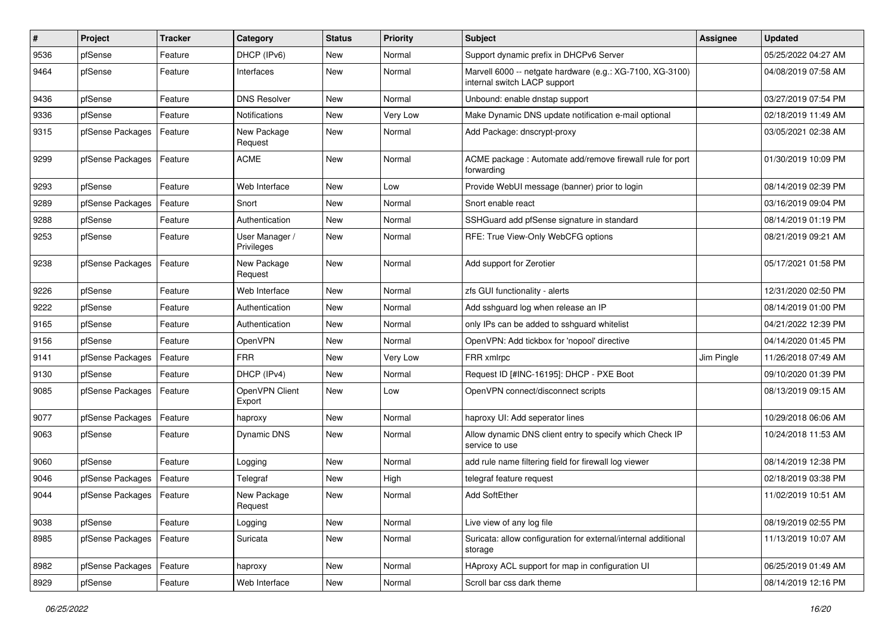| # | Project | Tracker | Category | Status | Priority | Subject | Assignee | Updated |
|---|---|---|---|---|---|---|---|---|
| 9536 | pfSense | Feature | DHCP (IPv6) | New | Normal | Support dynamic prefix in DHCPv6 Server | | 05/25/2022 04:27 AM |
| 9464 | pfSense | Feature | Interfaces | New | Normal | Marvell 6000 -- netgate hardware (e.g.: XG-7100, XG-3100) internal switch LACP support | | 04/08/2019 07:58 AM |
| 9436 | pfSense | Feature | DNS Resolver | New | Normal | Unbound: enable dnstap support | | 03/27/2019 07:54 PM |
| 9336 | pfSense | Feature | Notifications | New | Very Low | Make Dynamic DNS update notification e-mail optional | | 02/18/2019 11:49 AM |
| 9315 | pfSense Packages | Feature | New Package Request | New | Normal | Add Package: dnscrypt-proxy | | 03/05/2021 02:38 AM |
| 9299 | pfSense Packages | Feature | ACME | New | Normal | ACME package : Automate add/remove firewall rule for port forwarding | | 01/30/2019 10:09 PM |
| 9293 | pfSense | Feature | Web Interface | New | Low | Provide WebUI message (banner) prior to login | | 08/14/2019 02:39 PM |
| 9289 | pfSense Packages | Feature | Snort | New | Normal | Snort enable react | | 03/16/2019 09:04 PM |
| 9288 | pfSense | Feature | Authentication | New | Normal | SSHGuard add pfSense signature in standard | | 08/14/2019 01:19 PM |
| 9253 | pfSense | Feature | User Manager / Privileges | New | Normal | RFE: True View-Only WebCFG options | | 08/21/2019 09:21 AM |
| 9238 | pfSense Packages | Feature | New Package Request | New | Normal | Add support for Zerotier | | 05/17/2021 01:58 PM |
| 9226 | pfSense | Feature | Web Interface | New | Normal | zfs GUI functionality - alerts | | 12/31/2020 02:50 PM |
| 9222 | pfSense | Feature | Authentication | New | Normal | Add sshguard log when release an IP | | 08/14/2019 01:00 PM |
| 9165 | pfSense | Feature | Authentication | New | Normal | only IPs can be added to sshguard whitelist | | 04/21/2022 12:39 PM |
| 9156 | pfSense | Feature | OpenVPN | New | Normal | OpenVPN: Add tickbox for 'nopool' directive | | 04/14/2020 01:45 PM |
| 9141 | pfSense Packages | Feature | FRR | New | Very Low | FRR xmlrpc | Jim Pingle | 11/26/2018 07:49 AM |
| 9130 | pfSense | Feature | DHCP (IPv4) | New | Normal | Request ID [#INC-16195]: DHCP - PXE Boot | | 09/10/2020 01:39 PM |
| 9085 | pfSense Packages | Feature | OpenVPN Client Export | New | Low | OpenVPN connect/disconnect scripts | | 08/13/2019 09:15 AM |
| 9077 | pfSense Packages | Feature | haproxy | New | Normal | haproxy UI: Add seperator lines | | 10/29/2018 06:06 AM |
| 9063 | pfSense | Feature | Dynamic DNS | New | Normal | Allow dynamic DNS client entry to specify which Check IP service to use | | 10/24/2018 11:53 AM |
| 9060 | pfSense | Feature | Logging | New | Normal | add rule name filtering field for firewall log viewer | | 08/14/2019 12:38 PM |
| 9046 | pfSense Packages | Feature | Telegraf | New | High | telegraf feature request | | 02/18/2019 03:38 PM |
| 9044 | pfSense Packages | Feature | New Package Request | New | Normal | Add SoftEther | | 11/02/2019 10:51 AM |
| 9038 | pfSense | Feature | Logging | New | Normal | Live view of any log file | | 08/19/2019 02:55 PM |
| 8985 | pfSense Packages | Feature | Suricata | New | Normal | Suricata: allow configuration for external/internal additional storage | | 11/13/2019 10:07 AM |
| 8982 | pfSense Packages | Feature | haproxy | New | Normal | HAproxy ACL support for map in configuration UI | | 06/25/2019 01:49 AM |
| 8929 | pfSense | Feature | Web Interface | New | Normal | Scroll bar css dark theme | | 08/14/2019 12:16 PM |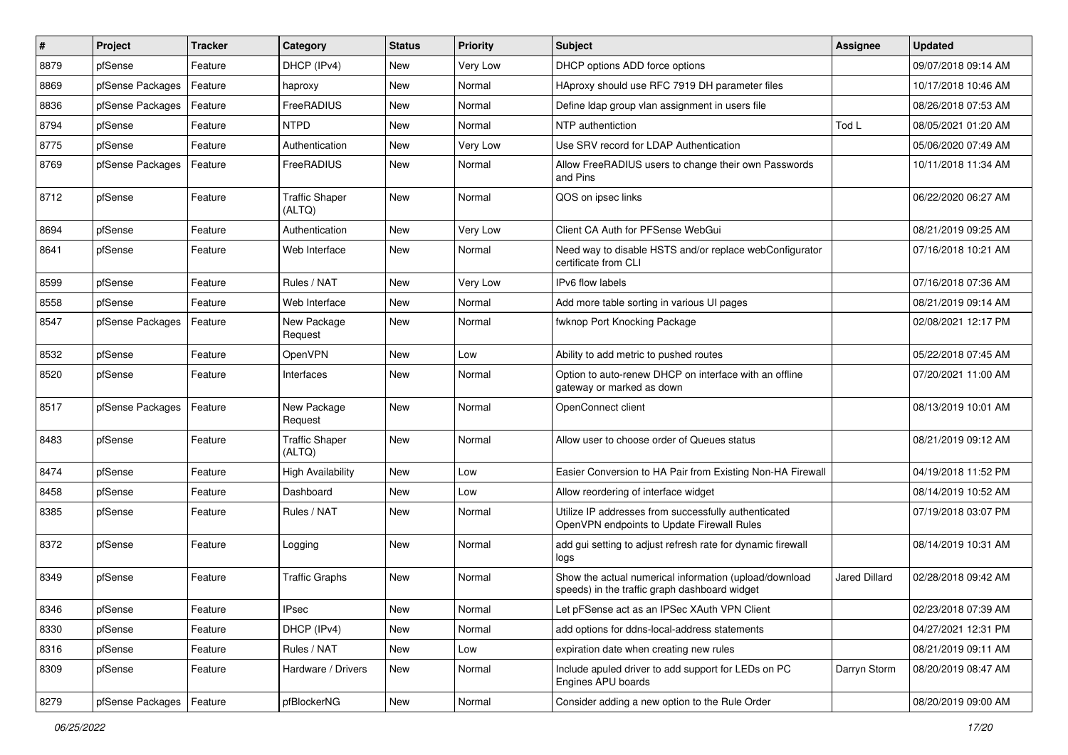| # | Project | Tracker | Category | Status | Priority | Subject | Assignee | Updated |
|---|---|---|---|---|---|---|---|---|
| 8879 | pfSense | Feature | DHCP (IPv4) | New | Very Low | DHCP options ADD force options | | 09/07/2018 09:14 AM |
| 8869 | pfSense Packages | Feature | haproxy | New | Normal | HAproxy should use RFC 7919 DH parameter files | | 10/17/2018 10:46 AM |
| 8836 | pfSense Packages | Feature | FreeRADIUS | New | Normal | Define ldap group vlan assignment in users file | | 08/26/2018 07:53 AM |
| 8794 | pfSense | Feature | NTPD | New | Normal | NTP authentiction | Tod L | 08/05/2021 01:20 AM |
| 8775 | pfSense | Feature | Authentication | New | Very Low | Use SRV record for LDAP Authentication | | 05/06/2020 07:49 AM |
| 8769 | pfSense Packages | Feature | FreeRADIUS | New | Normal | Allow FreeRADIUS users to change their own Passwords and Pins | | 10/11/2018 11:34 AM |
| 8712 | pfSense | Feature | Traffic Shaper (ALTQ) | New | Normal | QOS on ipsec links | | 06/22/2020 06:27 AM |
| 8694 | pfSense | Feature | Authentication | New | Very Low | Client CA Auth for PFSense WebGui | | 08/21/2019 09:25 AM |
| 8641 | pfSense | Feature | Web Interface | New | Normal | Need way to disable HSTS and/or replace webConfigurator certificate from CLI | | 07/16/2018 10:21 AM |
| 8599 | pfSense | Feature | Rules / NAT | New | Very Low | IPv6 flow labels | | 07/16/2018 07:36 AM |
| 8558 | pfSense | Feature | Web Interface | New | Normal | Add more table sorting in various UI pages | | 08/21/2019 09:14 AM |
| 8547 | pfSense Packages | Feature | New Package Request | New | Normal | fwknop Port Knocking Package | | 02/08/2021 12:17 PM |
| 8532 | pfSense | Feature | OpenVPN | New | Low | Ability to add metric to pushed routes | | 05/22/2018 07:45 AM |
| 8520 | pfSense | Feature | Interfaces | New | Normal | Option to auto-renew DHCP on interface with an offline gateway or marked as down | | 07/20/2021 11:00 AM |
| 8517 | pfSense Packages | Feature | New Package Request | New | Normal | OpenConnect client | | 08/13/2019 10:01 AM |
| 8483 | pfSense | Feature | Traffic Shaper (ALTQ) | New | Normal | Allow user to choose order of Queues status | | 08/21/2019 09:12 AM |
| 8474 | pfSense | Feature | High Availability | New | Low | Easier Conversion to HA Pair from Existing Non-HA Firewall | | 04/19/2018 11:52 PM |
| 8458 | pfSense | Feature | Dashboard | New | Low | Allow reordering of interface widget | | 08/14/2019 10:52 AM |
| 8385 | pfSense | Feature | Rules / NAT | New | Normal | Utilize IP addresses from successfully authenticated OpenVPN endpoints to Update Firewall Rules | | 07/19/2018 03:07 PM |
| 8372 | pfSense | Feature | Logging | New | Normal | add gui setting to adjust refresh rate for dynamic firewall logs | | 08/14/2019 10:31 AM |
| 8349 | pfSense | Feature | Traffic Graphs | New | Normal | Show the actual numerical information (upload/download speeds) in the traffic graph dashboard widget | Jared Dillard | 02/28/2018 09:42 AM |
| 8346 | pfSense | Feature | IPsec | New | Normal | Let pFSense act as an IPSec XAuth VPN Client | | 02/23/2018 07:39 AM |
| 8330 | pfSense | Feature | DHCP (IPv4) | New | Normal | add options for ddns-local-address statements | | 04/27/2021 12:31 PM |
| 8316 | pfSense | Feature | Rules / NAT | New | Low | expiration date when creating new rules | | 08/21/2019 09:11 AM |
| 8309 | pfSense | Feature | Hardware / Drivers | New | Normal | Include apuled driver to add support for LEDs on PC Engines APU boards | Darryn Storm | 08/20/2019 08:47 AM |
| 8279 | pfSense Packages | Feature | pfBlockerNG | New | Normal | Consider adding a new option to the Rule Order | | 08/20/2019 09:00 AM |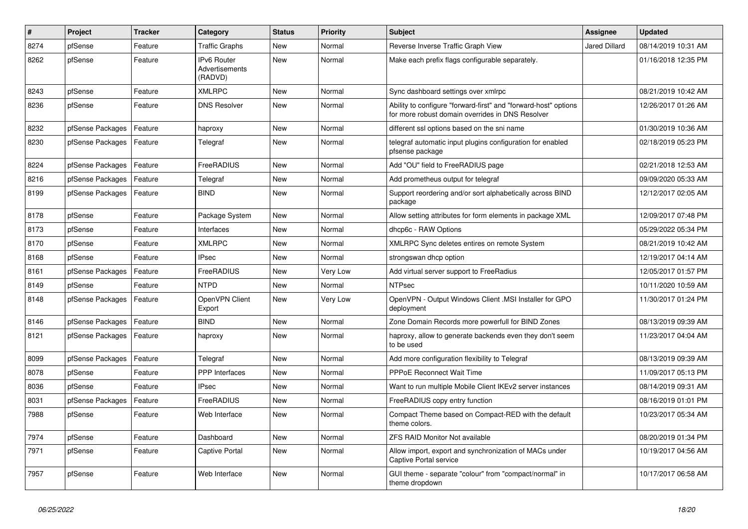| # | Project | Tracker | Category | Status | Priority | Subject | Assignee | Updated |
|---|---|---|---|---|---|---|---|---|
| 8274 | pfSense | Feature | Traffic Graphs | New | Normal | Reverse Inverse Traffic Graph View | Jared Dillard | 08/14/2019 10:31 AM |
| 8262 | pfSense | Feature | IPv6 Router Advertisements (RADVD) | New | Normal | Make each prefix flags configurable separately. | | 01/16/2018 12:35 PM |
| 8243 | pfSense | Feature | XMLRPC | New | Normal | Sync dashboard settings over xmlrpc | | 08/21/2019 10:42 AM |
| 8236 | pfSense | Feature | DNS Resolver | New | Normal | Ability to configure "forward-first" and "forward-host" options for more robust domain overrides in DNS Resolver | | 12/26/2017 01:26 AM |
| 8232 | pfSense Packages | Feature | haproxy | New | Normal | different ssl options based on the sni name | | 01/30/2019 10:36 AM |
| 8230 | pfSense Packages | Feature | Telegraf | New | Normal | telegraf automatic input plugins configuration for enabled pfsense package | | 02/18/2019 05:23 PM |
| 8224 | pfSense Packages | Feature | FreeRADIUS | New | Normal | Add "OU" field to FreeRADIUS page | | 02/21/2018 12:53 AM |
| 8216 | pfSense Packages | Feature | Telegraf | New | Normal | Add prometheus output for telegraf | | 09/09/2020 05:33 AM |
| 8199 | pfSense Packages | Feature | BIND | New | Normal | Support reordering and/or sort alphabetically across BIND package | | 12/12/2017 02:05 AM |
| 8178 | pfSense | Feature | Package System | New | Normal | Allow setting attributes for form elements in package XML | | 12/09/2017 07:48 PM |
| 8173 | pfSense | Feature | Interfaces | New | Normal | dhcp6c - RAW Options | | 05/29/2022 05:34 PM |
| 8170 | pfSense | Feature | XMLRPC | New | Normal | XMLRPC Sync deletes entires on remote System | | 08/21/2019 10:42 AM |
| 8168 | pfSense | Feature | IPsec | New | Normal | strongswan dhcp option | | 12/19/2017 04:14 AM |
| 8161 | pfSense Packages | Feature | FreeRADIUS | New | Very Low | Add virtual server support to FreeRadius | | 12/05/2017 01:57 PM |
| 8149 | pfSense | Feature | NTPD | New | Normal | NTPsec | | 10/11/2020 10:59 AM |
| 8148 | pfSense Packages | Feature | OpenVPN Client Export | New | Very Low | OpenVPN - Output Windows Client .MSI Installer for GPO deployment | | 11/30/2017 01:24 PM |
| 8146 | pfSense Packages | Feature | BIND | New | Normal | Zone Domain Records more powerfull for BIND Zones | | 08/13/2019 09:39 AM |
| 8121 | pfSense Packages | Feature | haproxy | New | Normal | haproxy, allow to generate backends even they don't seem to be used | | 11/23/2017 04:04 AM |
| 8099 | pfSense Packages | Feature | Telegraf | New | Normal | Add more configuration flexibility to Telegraf | | 08/13/2019 09:39 AM |
| 8078 | pfSense | Feature | PPP Interfaces | New | Normal | PPPoE Reconnect Wait Time | | 11/09/2017 05:13 PM |
| 8036 | pfSense | Feature | IPsec | New | Normal | Want to run multiple Mobile Client IKEv2 server instances | | 08/14/2019 09:31 AM |
| 8031 | pfSense Packages | Feature | FreeRADIUS | New | Normal | FreeRADIUS copy entry function | | 08/16/2019 01:01 PM |
| 7988 | pfSense | Feature | Web Interface | New | Normal | Compact Theme based on Compact-RED with the default theme colors. | | 10/23/2017 05:34 AM |
| 7974 | pfSense | Feature | Dashboard | New | Normal | ZFS RAID Monitor Not available | | 08/20/2019 01:34 PM |
| 7971 | pfSense | Feature | Captive Portal | New | Normal | Allow import, export and synchronization of MACs under Captive Portal service | | 10/19/2017 04:56 AM |
| 7957 | pfSense | Feature | Web Interface | New | Normal | GUI theme - separate "colour" from "compact/normal" in theme dropdown | | 10/17/2017 06:58 AM |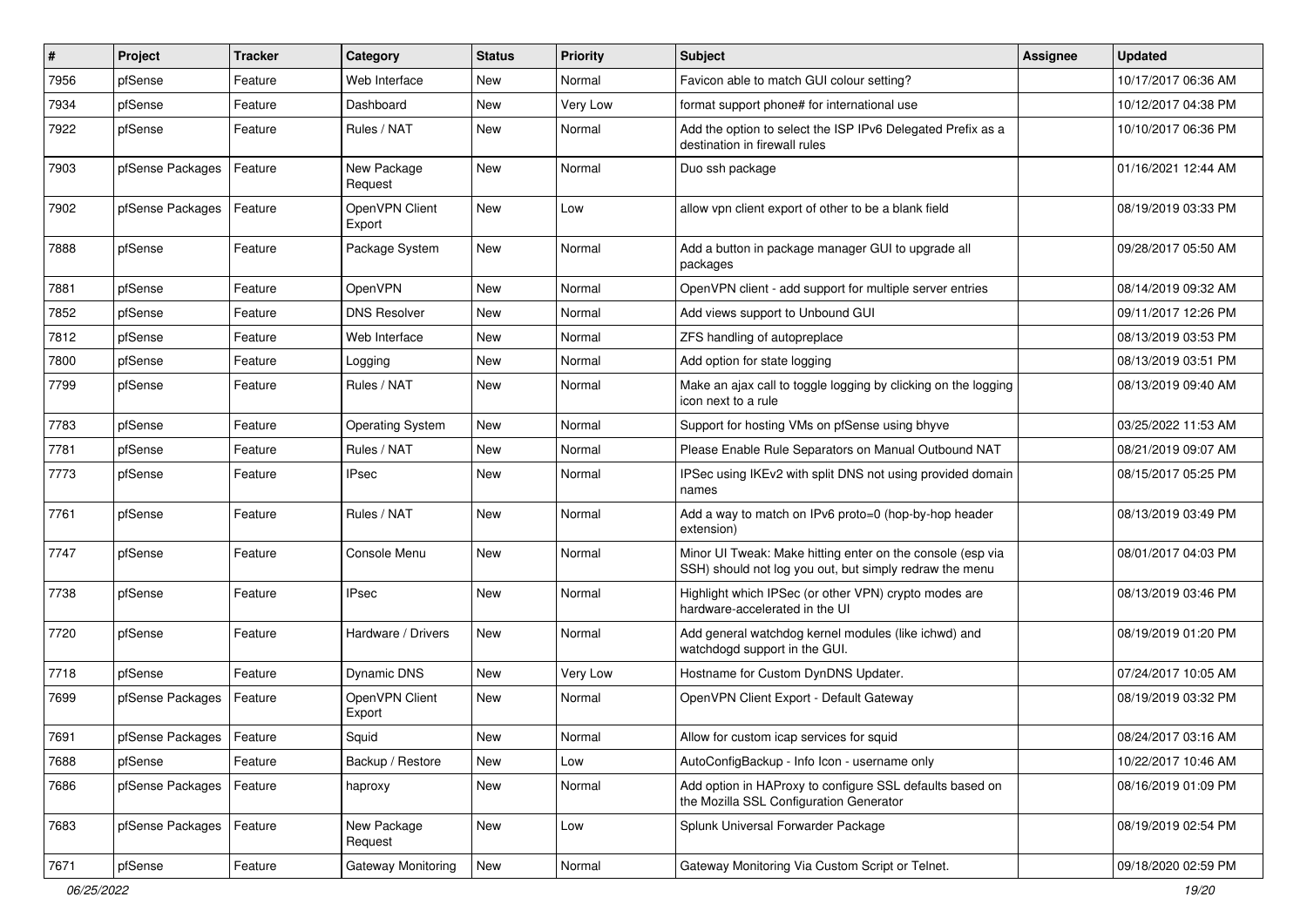| # | Project | Tracker | Category | Status | Priority | Subject | Assignee | Updated |
|---|---|---|---|---|---|---|---|---|
| 7956 | pfSense | Feature | Web Interface | New | Normal | Favicon able to match GUI colour setting? | | 10/17/2017 06:36 AM |
| 7934 | pfSense | Feature | Dashboard | New | Very Low | format support phone# for international use | | 10/12/2017 04:38 PM |
| 7922 | pfSense | Feature | Rules / NAT | New | Normal | Add the option to select the ISP IPv6 Delegated Prefix as a destination in firewall rules | | 10/10/2017 06:36 PM |
| 7903 | pfSense Packages | Feature | New Package Request | New | Normal | Duo ssh package | | 01/16/2021 12:44 AM |
| 7902 | pfSense Packages | Feature | OpenVPN Client Export | New | Low | allow vpn client export of other to be a blank field | | 08/19/2019 03:33 PM |
| 7888 | pfSense | Feature | Package System | New | Normal | Add a button in package manager GUI to upgrade all packages | | 09/28/2017 05:50 AM |
| 7881 | pfSense | Feature | OpenVPN | New | Normal | OpenVPN client - add support for multiple server entries | | 08/14/2019 09:32 AM |
| 7852 | pfSense | Feature | DNS Resolver | New | Normal | Add views support to Unbound GUI | | 09/11/2017 12:26 PM |
| 7812 | pfSense | Feature | Web Interface | New | Normal | ZFS handling of autopreplace | | 08/13/2019 03:53 PM |
| 7800 | pfSense | Feature | Logging | New | Normal | Add option for state logging | | 08/13/2019 03:51 PM |
| 7799 | pfSense | Feature | Rules / NAT | New | Normal | Make an ajax call to toggle logging by clicking on the logging icon next to a rule | | 08/13/2019 09:40 AM |
| 7783 | pfSense | Feature | Operating System | New | Normal | Support for hosting VMs on pfSense using bhyve | | 03/25/2022 11:53 AM |
| 7781 | pfSense | Feature | Rules / NAT | New | Normal | Please Enable Rule Separators on Manual Outbound NAT | | 08/21/2019 09:07 AM |
| 7773 | pfSense | Feature | IPsec | New | Normal | IPSec using IKEv2 with split DNS not using provided domain names | | 08/15/2017 05:25 PM |
| 7761 | pfSense | Feature | Rules / NAT | New | Normal | Add a way to match on IPv6 proto=0 (hop-by-hop header extension) | | 08/13/2019 03:49 PM |
| 7747 | pfSense | Feature | Console Menu | New | Normal | Minor UI Tweak: Make hitting enter on the console (esp via SSH) should not log you out, but simply redraw the menu | | 08/01/2017 04:03 PM |
| 7738 | pfSense | Feature | IPsec | New | Normal | Highlight which IPSec (or other VPN) crypto modes are hardware-accelerated in the UI | | 08/13/2019 03:46 PM |
| 7720 | pfSense | Feature | Hardware / Drivers | New | Normal | Add general watchdog kernel modules (like ichwd) and watchdogd support in the GUI. | | 08/19/2019 01:20 PM |
| 7718 | pfSense | Feature | Dynamic DNS | New | Very Low | Hostname for Custom DynDNS Updater. | | 07/24/2017 10:05 AM |
| 7699 | pfSense Packages | Feature | OpenVPN Client Export | New | Normal | OpenVPN Client Export - Default Gateway | | 08/19/2019 03:32 PM |
| 7691 | pfSense Packages | Feature | Squid | New | Normal | Allow for custom icap services for squid | | 08/24/2017 03:16 AM |
| 7688 | pfSense | Feature | Backup / Restore | New | Low | AutoConfigBackup - Info Icon - username only | | 10/22/2017 10:46 AM |
| 7686 | pfSense Packages | Feature | haproxy | New | Normal | Add option in HAProxy to configure SSL defaults based on the Mozilla SSL Configuration Generator | | 08/16/2019 01:09 PM |
| 7683 | pfSense Packages | Feature | New Package Request | New | Low | Splunk Universal Forwarder Package | | 08/19/2019 02:54 PM |
| 7671 | pfSense | Feature | Gateway Monitoring | New | Normal | Gateway Monitoring Via Custom Script or Telnet. | | 09/18/2020 02:59 PM |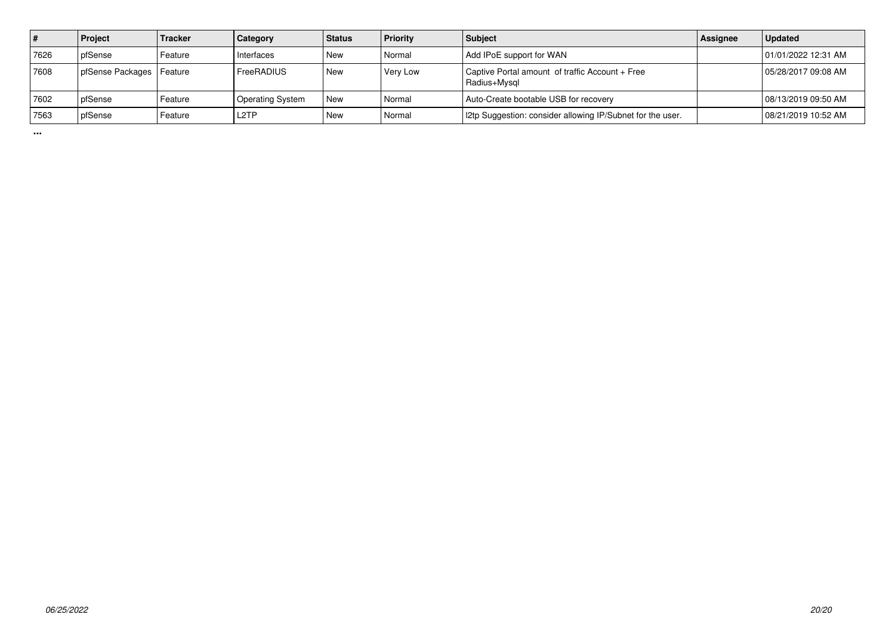| # | Project | Tracker | Category | Status | Priority | Subject | Assignee | Updated |
|---|---|---|---|---|---|---|---|---|
| 7626 | pfSense | Feature | Interfaces | New | Normal | Add IPoE support for WAN | | 01/01/2022 12:31 AM |
| 7608 | pfSense Packages | Feature | FreeRADIUS | New | Very Low | Captive Portal amount of traffic Account + Free Radius+Mysql | | 05/28/2017 09:08 AM |
| 7602 | pfSense | Feature | Operating System | New | Normal | Auto-Create bootable USB for recovery | | 08/13/2019 09:50 AM |
| 7563 | pfSense | Feature | L2TP | New | Normal | l2tp Suggestion: consider allowing IP/Subnet for the user. | | 08/21/2019 10:52 AM |

...